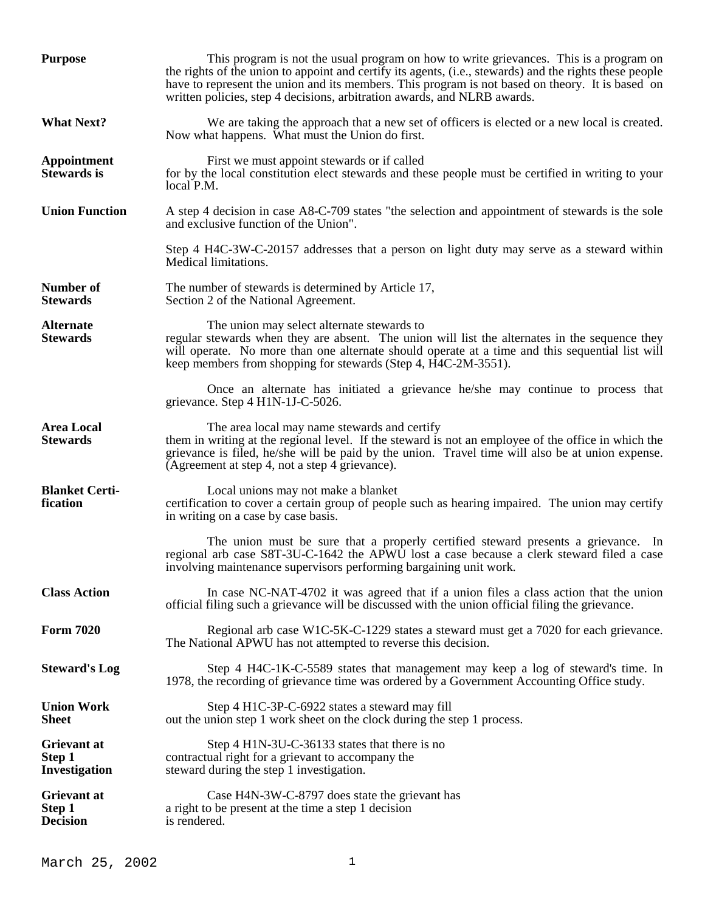**Purpose**

This program is not the usual program on how to write grievances. This is a program on the rights of the union to appoint and certify its agents, (i.e., stewards) and the rights these people have to represent the union and its members. This program is not based on theory. It is based on written policies, step 4 decisions, arbitration awards, and NLRB awards.

**What Next?**

We are taking the approach that a new set of officers is elected or a new local is created. Now what happens. What must the Union do first.

**Appointment Stewards is**

First we must appoint stewards or if called for by the local constitution elect stewards and these people must be certified in writing to your local P.M.

**Union Function**

A step 4 decision in case A8-C-709 states "the selection and appointment of stewards is the sole and exclusive function of the Union".

Step 4 H4C-3W-C-20157 addresses that a person on light duty may serve as a steward within Medical limitations.

**Number of Stewards**

The number of stewards is determined by Article 17, Section 2 of the National Agreement.

**Alternate Stewards**

The union may select alternate stewards to regular stewards when they are absent. The union will list the alternates in the sequence they will operate. No more than one alternate should operate at a time and this sequential list will keep members from shopping for stewards (Step 4, H4C-2M-3551).

Once an alternate has initiated a grievance he/she may continue to process that grievance. Step 4 H1N-1J-C-5026.

**Area Local Stewards**

The area local may name stewards and certify them in writing at the regional level. If the steward is not an employee of the office in which the grievance is filed, he/she will be paid by the union. Travel time will also be at union expense. (Agreement at step 4, not a step 4 grievance).

**Blanket Certification**

Local unions may not make a blanket certification to cover a certain group of people such as hearing impaired. The union may certify in writing on a case by case basis.

The union must be sure that a properly certified steward presents a grievance. In regional arb case S8T-3U-C-1642 the APWU lost a case because a clerk steward filed a case involving maintenance supervisors performing bargaining unit work.

**Class Action**

In case NC-NAT-4702 it was agreed that if a union files a class action that the union official filing such a grievance will be discussed with the union official filing the grievance.

**Form 7020**

Regional arb case W1C-5K-C-1229 states a steward must get a 7020 for each grievance. The National APWU has not attempted to reverse this decision.

**Steward's Log**

Step 4 H4C-1K-C-5589 states that management may keep a log of steward's time. In 1978, the recording of grievance time was ordered by a Government Accounting Office study.

**Union Work Sheet**

Step 4 H1C-3P-C-6922 states a steward may fill out the union step 1 work sheet on the clock during the step 1 process.

**Grievant at Step 1 Investigation**

Step 4 H1N-3U-C-36133 states that there is no contractual right for a grievant to accompany the steward during the step 1 investigation.

**Grievant at Step 1 Decision**

Case H4N-3W-C-8797 does state the grievant has a right to be present at the time a step 1 decision is rendered.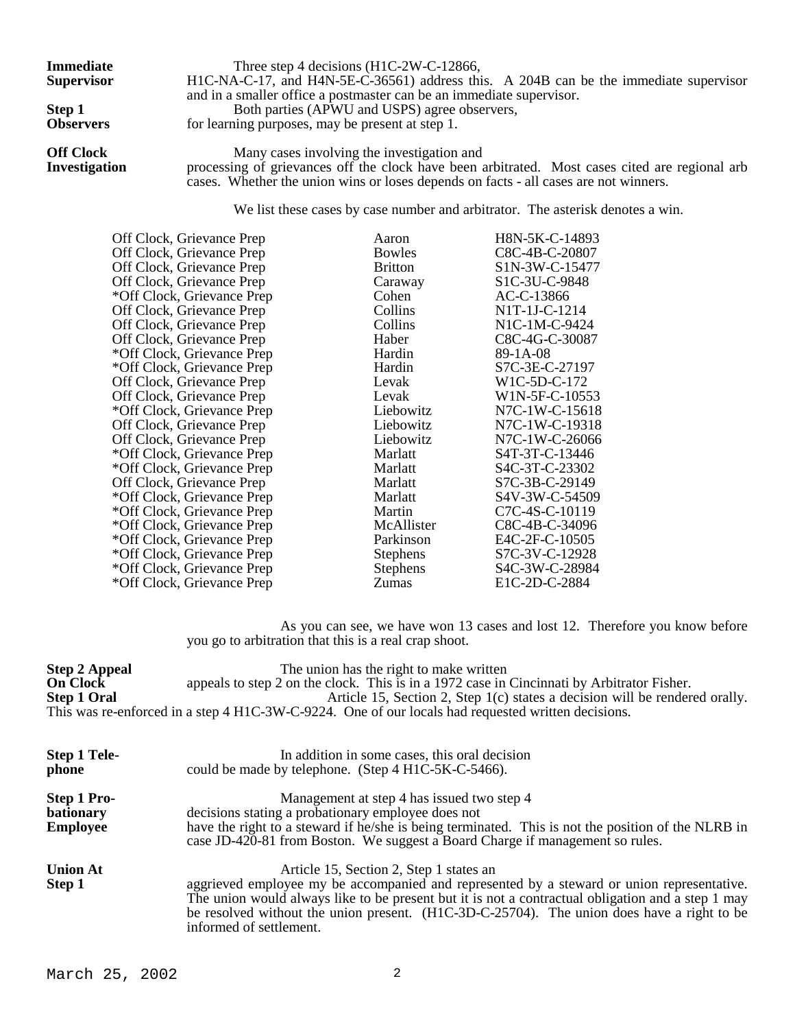**Immediate Supervisor** Three step 4 decisions (H1C-2W-C-12866, H1C-NA-C-17, and H4N-5E-C-36561) address this. A 204B can be the immediate supervisor and in a smaller office a postmaster can be an immediate supervisor.

**Step 1 Observers** Both parties (APWU and USPS) agree observers, for learning purposes, may be present at step 1.

**Off Clock Investigation** Many cases involving the investigation and processing of grievances off the clock have been arbitrated. Most cases cited are regional arb cases. Whether the union wins or loses depends on facts - all cases are not winners.

We list these cases by case number and arbitrator. The asterisk denotes a win.

| | | |
|---|---|---|
| Off Clock, Grievance Prep | Aaron | H8N-5K-C-14893 |
| Off Clock, Grievance Prep | Bowles | C8C-4B-C-20807 |
| Off Clock, Grievance Prep | Britton | S1N-3W-C-15477 |
| Off Clock, Grievance Prep | Caraway | S1C-3U-C-9848 |
| *Off Clock, Grievance Prep | Cohen | AC-C-13866 |
| Off Clock, Grievance Prep | Collins | N1T-1J-C-1214 |
| Off Clock, Grievance Prep | Collins | N1C-1M-C-9424 |
| Off Clock, Grievance Prep | Haber | C8C-4G-C-30087 |
| *Off Clock, Grievance Prep | Hardin | 89-1A-08 |
| *Off Clock, Grievance Prep | Hardin | S7C-3E-C-27197 |
| Off Clock, Grievance Prep | Levak | W1C-5D-C-172 |
| Off Clock, Grievance Prep | Levak | W1N-5F-C-10553 |
| *Off Clock, Grievance Prep | Liebowitz | N7C-1W-C-15618 |
| Off Clock, Grievance Prep | Liebowitz | N7C-1W-C-19318 |
| Off Clock, Grievance Prep | Liebowitz | N7C-1W-C-26066 |
| *Off Clock, Grievance Prep | Marlatt | S4T-3T-C-13446 |
| *Off Clock, Grievance Prep | Marlatt | S4C-3T-C-23302 |
| Off Clock, Grievance Prep | Marlatt | S7C-3B-C-29149 |
| *Off Clock, Grievance Prep | Marlatt | S4V-3W-C-54509 |
| *Off Clock, Grievance Prep | Martin | C7C-4S-C-10119 |
| *Off Clock, Grievance Prep | McAllister | C8C-4B-C-34096 |
| *Off Clock, Grievance Prep | Parkinson | E4C-2F-C-10505 |
| *Off Clock, Grievance Prep | Stephens | S7C-3V-C-12928 |
| *Off Clock, Grievance Prep | Stephens | S4C-3W-C-28984 |
| *Off Clock, Grievance Prep | Zumas | E1C-2D-C-2884 |

As you can see, we have won 13 cases and lost 12. Therefore you know before you go to arbitration that this is a real crap shoot.

**Step 2 Appeal On Clock** The union has the right to make written appeals to step 2 on the clock. This is in a 1972 case in Cincinnati by Arbitrator Fisher.

**Step 1 Oral** Article 15, Section 2, Step 1(c) states a decision will be rendered orally. This was re-enforced in a step 4 H1C-3W-C-9224. One of our locals had requested written decisions.

**Step 1 Telephone** In addition in some cases, this oral decision could be made by telephone. (Step 4 H1C-5K-C-5466).

**Step 1 Probationary Employee** Management at step 4 has issued two step 4 decisions stating a probationary employee does not have the right to a steward if he/she is being terminated. This is not the position of the NLRB in case JD-420-81 from Boston. We suggest a Board Charge if management so rules.

**Union At Step 1** Article 15, Section 2, Step 1 states an aggrieved employee my be accompanied and represented by a steward or union representative. The union would always like to be present but it is not a contractual obligation and a step 1 may be resolved without the union present. (H1C-3D-C-25704). The union does have a right to be informed of settlement.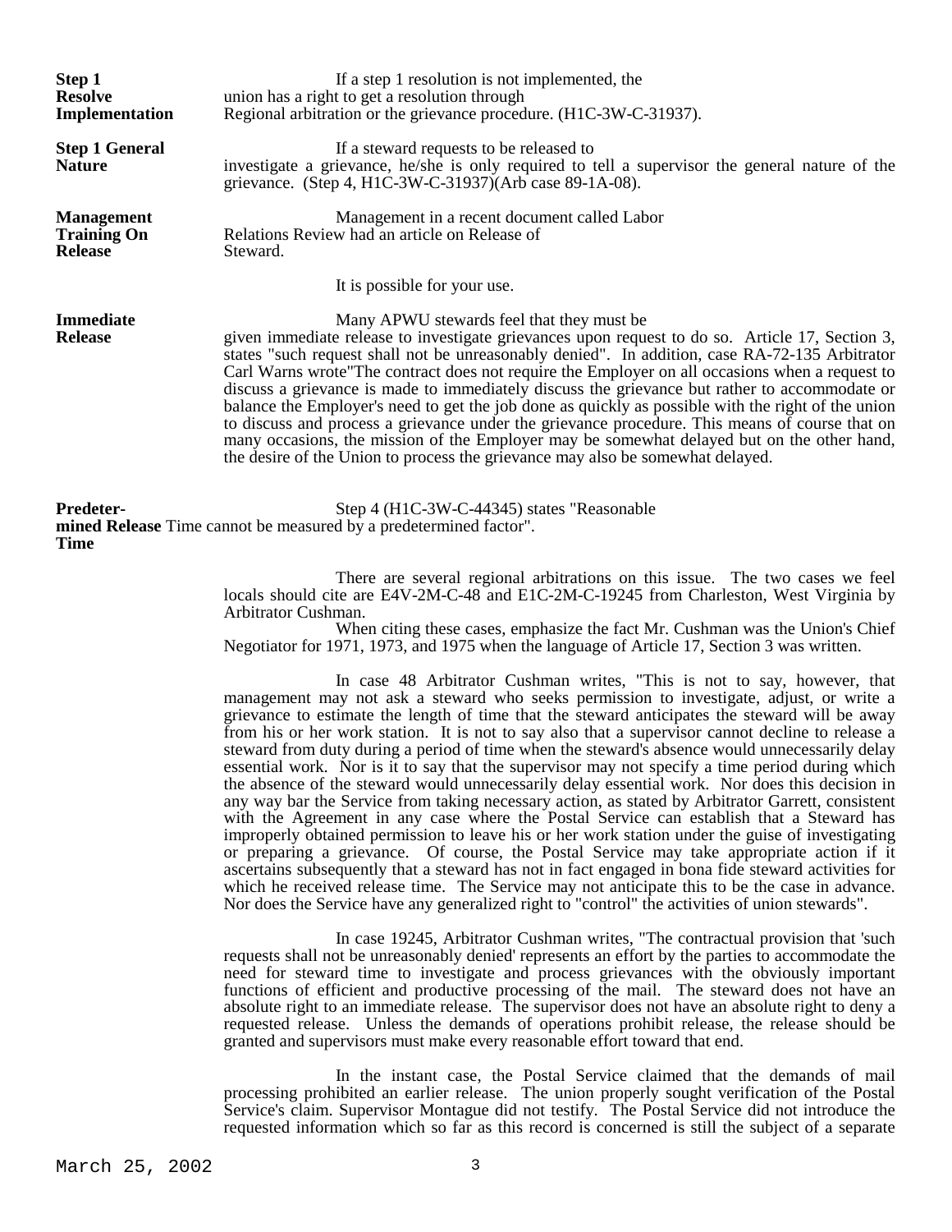**Step 1 Resolve Implementation** If a step 1 resolution is not implemented, the union has a right to get a resolution through Regional arbitration or the grievance procedure. (H1C-3W-C-31937).

**Step 1 General Nature** If a steward requests to be released to investigate a grievance, he/she is only required to tell a supervisor the general nature of the grievance. (Step 4, H1C-3W-C-31937)(Arb case 89-1A-08).

**Management Training On Release** Management in a recent document called Labor Relations Review had an article on Release of Steward.

It is possible for your use.

**Immediate Release** Many APWU stewards feel that they must be given immediate release to investigate grievances upon request to do so. Article 17, Section 3, states "such request shall not be unreasonably denied". In addition, case RA-72-135 Arbitrator Carl Warns wrote"The contract does not require the Employer on all occasions when a request to discuss a grievance is made to immediately discuss the grievance but rather to accommodate or balance the Employer's need to get the job done as quickly as possible with the right of the union to discuss and process a grievance under the grievance procedure. This means of course that on many occasions, the mission of the Employer may be somewhat delayed but on the other hand, the desire of the Union to process the grievance may also be somewhat delayed.

**Predetermined Release Time** Step 4 (H1C-3W-C-44345) states "Reasonable Time cannot be measured by a predetermined factor".

There are several regional arbitrations on this issue. The two cases we feel locals should cite are E4V-2M-C-48 and E1C-2M-C-19245 from Charleston, West Virginia by Arbitrator Cushman.

When citing these cases, emphasize the fact Mr. Cushman was the Union's Chief Negotiator for 1971, 1973, and 1975 when the language of Article 17, Section 3 was written.

In case 48 Arbitrator Cushman writes, "This is not to say, however, that management may not ask a steward who seeks permission to investigate, adjust, or write a grievance to estimate the length of time that the steward anticipates the steward will be away from his or her work station. It is not to say also that a supervisor cannot decline to release a steward from duty during a period of time when the steward's absence would unnecessarily delay essential work. Nor is it to say that the supervisor may not specify a time period during which the absence of the steward would unnecessarily delay essential work. Nor does this decision in any way bar the Service from taking necessary action, as stated by Arbitrator Garrett, consistent with the Agreement in any case where the Postal Service can establish that a Steward has improperly obtained permission to leave his or her work station under the guise of investigating or preparing a grievance. Of course, the Postal Service may take appropriate action if it ascertains subsequently that a steward has not in fact engaged in bona fide steward activities for which he received release time. The Service may not anticipate this to be the case in advance. Nor does the Service have any generalized right to "control" the activities of union stewards".

In case 19245, Arbitrator Cushman writes, "The contractual provision that 'such requests shall not be unreasonably denied' represents an effort by the parties to accommodate the need for steward time to investigate and process grievances with the obviously important functions of efficient and productive processing of the mail. The steward does not have an absolute right to an immediate release. The supervisor does not have an absolute right to deny a requested release. Unless the demands of operations prohibit release, the release should be granted and supervisors must make every reasonable effort toward that end.

In the instant case, the Postal Service claimed that the demands of mail processing prohibited an earlier release. The union properly sought verification of the Postal Service's claim. Supervisor Montague did not testify. The Postal Service did not introduce the requested information which so far as this record is concerned is still the subject of a separate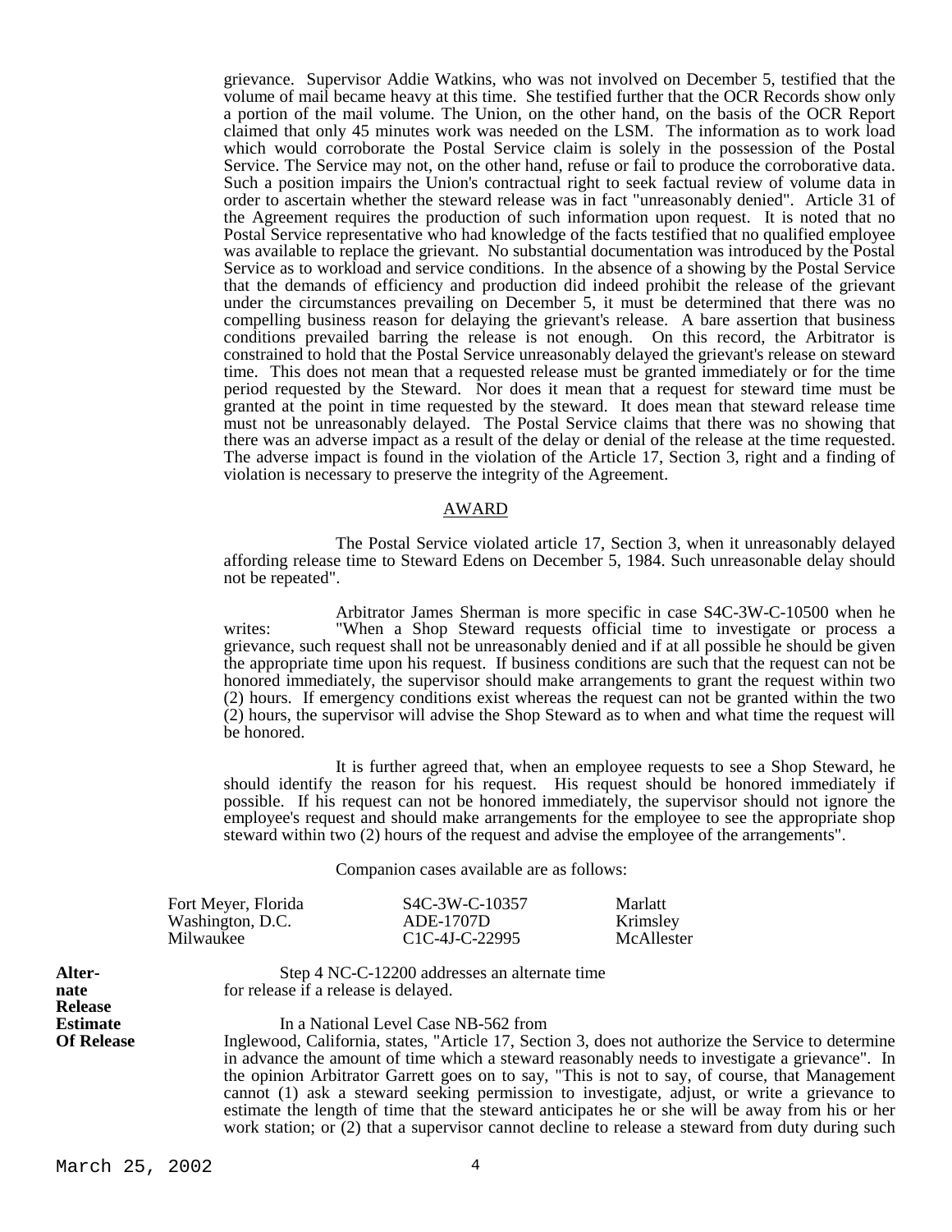grievance. Supervisor Addie Watkins, who was not involved on December 5, testified that the volume of mail became heavy at this time. She testified further that the OCR Records show only a portion of the mail volume. The Union, on the other hand, on the basis of the OCR Report claimed that only 45 minutes work was needed on the LSM. The information as to work load which would corroborate the Postal Service claim is solely in the possession of the Postal Service. The Service may not, on the other hand, refuse or fail to produce the corroborative data. Such a position impairs the Union's contractual right to seek factual review of volume data in order to ascertain whether the steward release was in fact "unreasonably denied". Article 31 of the Agreement requires the production of such information upon request. It is noted that no Postal Service representative who had knowledge of the facts testified that no qualified employee was available to replace the grievant. No substantial documentation was introduced by the Postal Service as to workload and service conditions. In the absence of a showing by the Postal Service that the demands of efficiency and production did indeed prohibit the release of the grievant under the circumstances prevailing on December 5, it must be determined that there was no compelling business reason for delaying the grievant's release. A bare assertion that business conditions prevailed barring the release is not enough. On this record, the Arbitrator is constrained to hold that the Postal Service unreasonably delayed the grievant's release on steward time. This does not mean that a requested release must be granted immediately or for the time period requested by the Steward. Nor does it mean that a request for steward time must be granted at the point in time requested by the steward. It does mean that steward release time must not be unreasonably delayed. The Postal Service claims that there was no showing that there was an adverse impact as a result of the delay or denial of the release at the time requested. The adverse impact is found in the violation of the Article 17, Section 3, right and a finding of violation is necessary to preserve the integrity of the Agreement.

AWARD

The Postal Service violated article 17, Section 3, when it unreasonably delayed affording release time to Steward Edens on December 5, 1984. Such unreasonable delay should not be repeated".

Arbitrator James Sherman is more specific in case S4C-3W-C-10500 when he writes: "When a Shop Steward requests official time to investigate or process a grievance, such request shall not be unreasonably denied and if at all possible he should be given the appropriate time upon his request. If business conditions are such that the request can not be honored immediately, the supervisor should make arrangements to grant the request within two (2) hours. If emergency conditions exist whereas the request can not be granted within the two (2) hours, the supervisor will advise the Shop Steward as to when and what time the request will be honored.

It is further agreed that, when an employee requests to see a Shop Steward, he should identify the reason for his request. His request should be honored immediately if possible. If his request can not be honored immediately, the supervisor should not ignore the employee's request and should make arrangements for the employee to see the appropriate shop steward within two (2) hours of the request and advise the employee of the arrangements".

Companion cases available are as follows:

| | | |
|---|---|---|
| Fort Meyer, Florida | S4C-3W-C-10357 | Marlatt |
| Washington, D.C. | ADE-1707D | Krimsley |
| Milwaukee | C1C-4J-C-22995 | McAllester |

**Alternate Release**

Step 4 NC-C-12200 addresses an alternate time for release if a release is delayed.

**Estimate Of Release**

In a National Level Case NB-562 from Inglewood, California, states, "Article 17, Section 3, does not authorize the Service to determine in advance the amount of time which a steward reasonably needs to investigate a grievance". In the opinion Arbitrator Garrett goes on to say, "This is not to say, of course, that Management cannot (1) ask a steward seeking permission to investigate, adjust, or write a grievance to estimate the length of time that the steward anticipates he or she will be away from his or her work station; or (2) that a supervisor cannot decline to release a steward from duty during such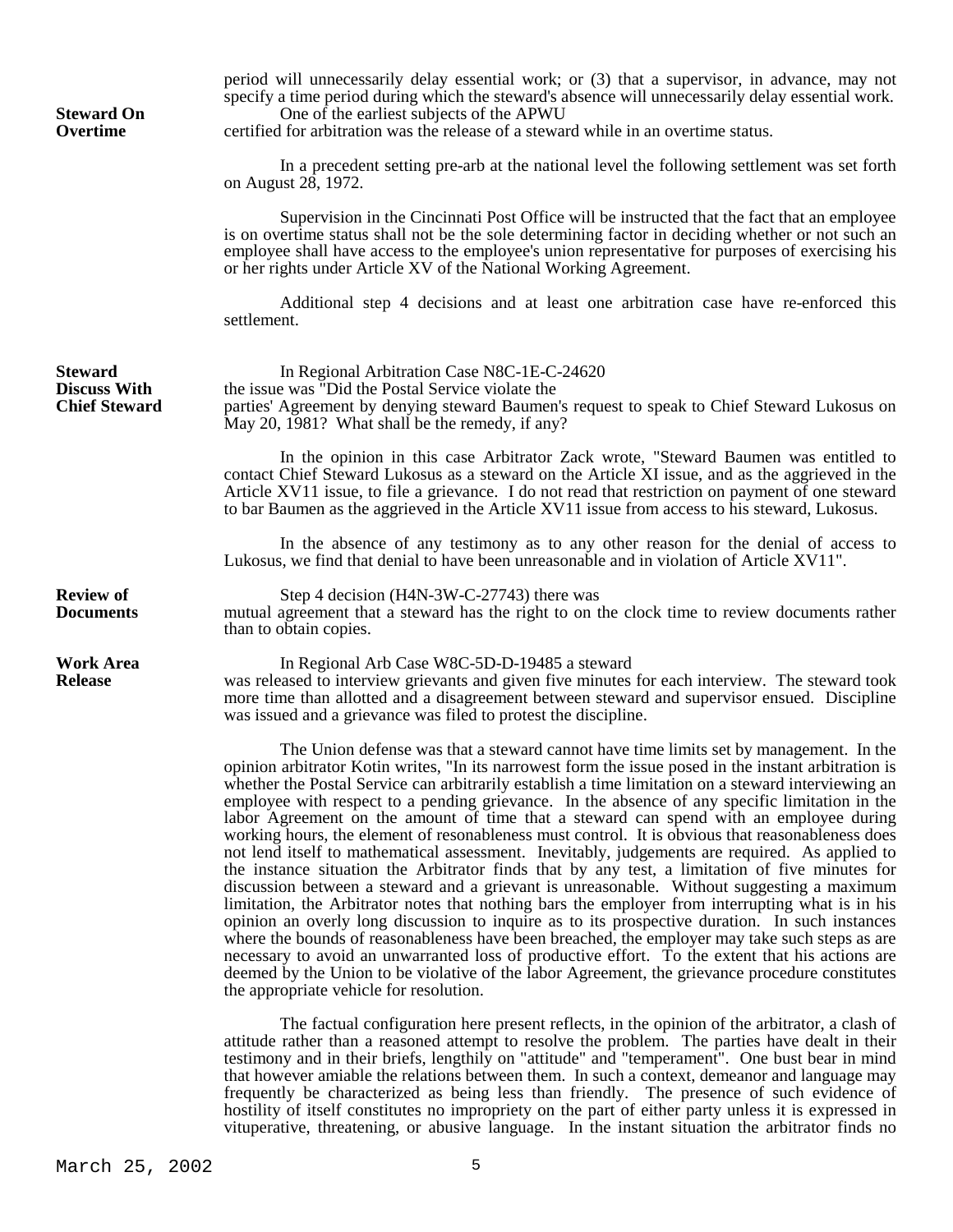period will unnecessarily delay essential work; or (3) that a supervisor, in advance, may not specify a time period during which the steward's absence will unnecessarily delay essential work.

**Steward On Overtime**

One of the earliest subjects of the APWU certified for arbitration was the release of a steward while in an overtime status.

In a precedent setting pre-arb at the national level the following settlement was set forth on August 28, 1972.

Supervision in the Cincinnati Post Office will be instructed that the fact that an employee is on overtime status shall not be the sole determining factor in deciding whether or not such an employee shall have access to the employee's union representative for purposes of exercising his or her rights under Article XV of the National Working Agreement.

Additional step 4 decisions and at least one arbitration case have re-enforced this settlement.

**Steward Discuss With Chief Steward**

In Regional Arbitration Case N8C-1E-C-24620 the issue was "Did the Postal Service violate the parties' Agreement by denying steward Baumen's request to speak to Chief Steward Lukosus on May 20, 1981? What shall be the remedy, if any?

In the opinion in this case Arbitrator Zack wrote, "Steward Baumen was entitled to contact Chief Steward Lukosus as a steward on the Article XI issue, and as the aggrieved in the Article XV11 issue, to file a grievance. I do not read that restriction on payment of one steward to bar Baumen as the aggrieved in the Article XV11 issue from access to his steward, Lukosus.

In the absence of any testimony as to any other reason for the denial of access to Lukosus, we find that denial to have been unreasonable and in violation of Article XV11".

**Review of Documents**

Step 4 decision (H4N-3W-C-27743) there was mutual agreement that a steward has the right to on the clock time to review documents rather than to obtain copies.

**Work Area Release**

In Regional Arb Case W8C-5D-D-19485 a steward was released to interview grievants and given five minutes for each interview. The steward took more time than allotted and a disagreement between steward and supervisor ensued. Discipline was issued and a grievance was filed to protest the discipline.

The Union defense was that a steward cannot have time limits set by management. In the opinion arbitrator Kotin writes, "In its narrowest form the issue posed in the instant arbitration is whether the Postal Service can arbitrarily establish a time limitation on a steward interviewing an employee with respect to a pending grievance. In the absence of any specific limitation in the labor Agreement on the amount of time that a steward can spend with an employee during working hours, the element of resonableness must control. It is obvious that reasonableness does not lend itself to mathematical assessment. Inevitably, judgements are required. As applied to the instance situation the Arbitrator finds that by any test, a limitation of five minutes for discussion between a steward and a grievant is unreasonable. Without suggesting a maximum limitation, the Arbitrator notes that nothing bars the employer from interrupting what is in his opinion an overly long discussion to inquire as to its prospective duration. In such instances where the bounds of reasonableness have been breached, the employer may take such steps as are necessary to avoid an unwarranted loss of productive effort. To the extent that his actions are deemed by the Union to be violative of the labor Agreement, the grievance procedure constitutes the appropriate vehicle for resolution.

The factual configuration here present reflects, in the opinion of the arbitrator, a clash of attitude rather than a reasoned attempt to resolve the problem. The parties have dealt in their testimony and in their briefs, lengthily on "attitude" and "temperament". One bust bear in mind that however amiable the relations between them. In such a context, demeanor and language may frequently be characterized as being less than friendly. The presence of such evidence of hostility of itself constitutes no impropriety on the part of either party unless it is expressed in vituperative, threatening, or abusive language. In the instant situation the arbitrator finds no

March 25, 2002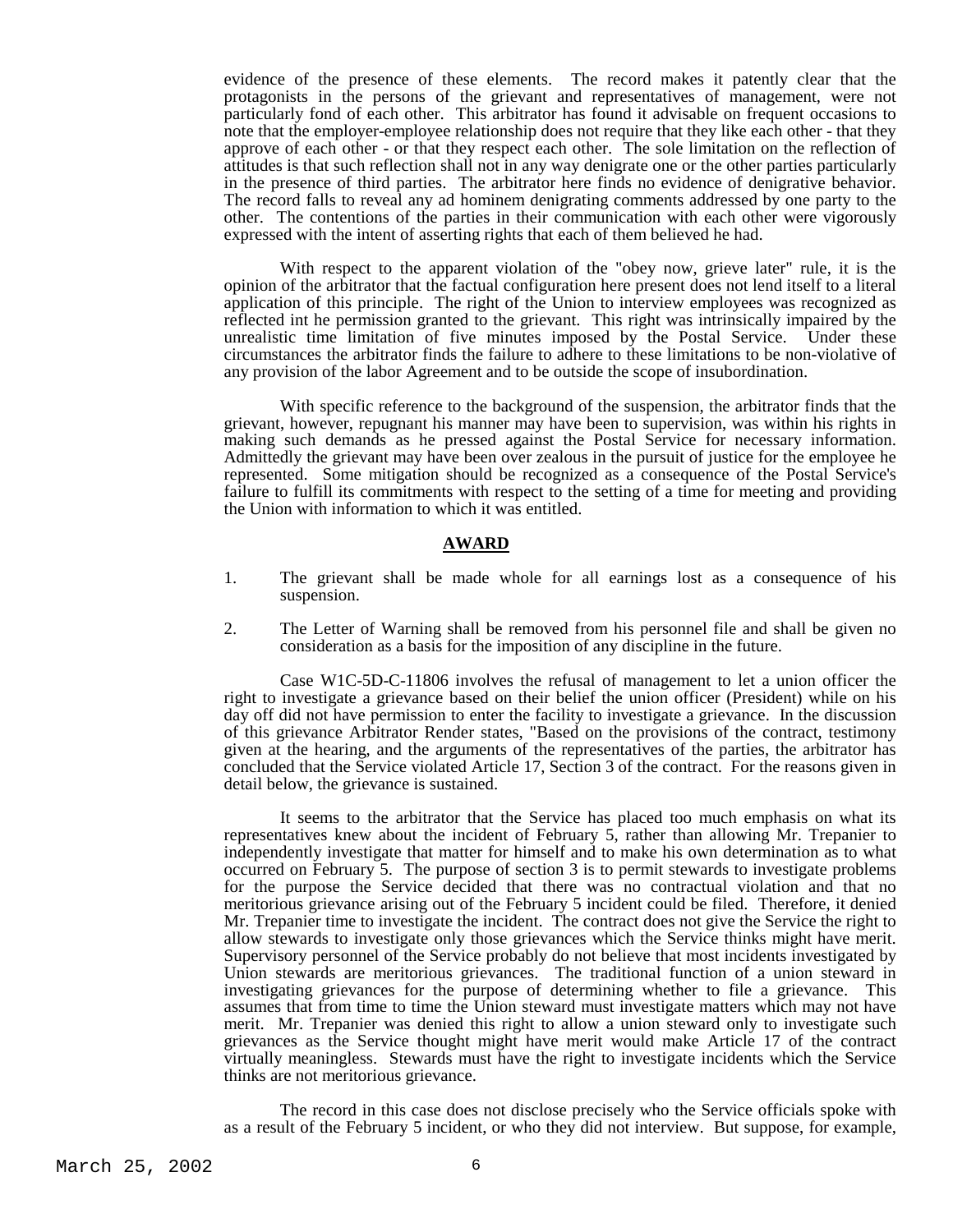evidence of the presence of these elements. The record makes it patently clear that the protagonists in the persons of the grievant and representatives of management, were not particularly fond of each other. This arbitrator has found it advisable on frequent occasions to note that the employer-employee relationship does not require that they like each other - that they approve of each other - or that they respect each other. The sole limitation on the reflection of attitudes is that such reflection shall not in any way denigrate one or the other parties particularly in the presence of third parties. The arbitrator here finds no evidence of denigrative behavior. The record falls to reveal any ad hominem denigrating comments addressed by one party to the other. The contentions of the parties in their communication with each other were vigorously expressed with the intent of asserting rights that each of them believed he had.

With respect to the apparent violation of the "obey now, grieve later" rule, it is the opinion of the arbitrator that the factual configuration here present does not lend itself to a literal application of this principle. The right of the Union to interview employees was recognized as reflected int he permission granted to the grievant. This right was intrinsically impaired by the unrealistic time limitation of five minutes imposed by the Postal Service. Under these circumstances the arbitrator finds the failure to adhere to these limitations to be non-violative of any provision of the labor Agreement and to be outside the scope of insubordination.

With specific reference to the background of the suspension, the arbitrator finds that the grievant, however, repugnant his manner may have been to supervision, was within his rights in making such demands as he pressed against the Postal Service for necessary information. Admittedly the grievant may have been over zealous in the pursuit of justice for the employee he represented. Some mitigation should be recognized as a consequence of the Postal Service's failure to fulfill its commitments with respect to the setting of a time for meeting and providing the Union with information to which it was entitled.

**AWARD**

1. The grievant shall be made whole for all earnings lost as a consequence of his suspension.

2. The Letter of Warning shall be removed from his personnel file and shall be given no consideration as a basis for the imposition of any discipline in the future.

Case W1C-5D-C-11806 involves the refusal of management to let a union officer the right to investigate a grievance based on their belief the union officer (President) while on his day off did not have permission to enter the facility to investigate a grievance. In the discussion of this grievance Arbitrator Render states, "Based on the provisions of the contract, testimony given at the hearing, and the arguments of the representatives of the parties, the arbitrator has concluded that the Service violated Article 17, Section 3 of the contract. For the reasons given in detail below, the grievance is sustained.

It seems to the arbitrator that the Service has placed too much emphasis on what its representatives knew about the incident of February 5, rather than allowing Mr. Trepanier to independently investigate that matter for himself and to make his own determination as to what occurred on February 5. The purpose of section 3 is to permit stewards to investigate problems for the purpose the Service decided that there was no contractual violation and that no meritorious grievance arising out of the February 5 incident could be filed. Therefore, it denied Mr. Trepanier time to investigate the incident. The contract does not give the Service the right to allow stewards to investigate only those grievances which the Service thinks might have merit. Supervisory personnel of the Service probably do not believe that most incidents investigated by Union stewards are meritorious grievances. The traditional function of a union steward in investigating grievances for the purpose of determining whether to file a grievance. This assumes that from time to time the Union steward must investigate matters which may not have merit. Mr. Trepanier was denied this right to allow a union steward only to investigate such grievances as the Service thought might have merit would make Article 17 of the contract virtually meaningless. Stewards must have the right to investigate incidents which the Service thinks are not meritorious grievance.

The record in this case does not disclose precisely who the Service officials spoke with as a result of the February 5 incident, or who they did not interview. But suppose, for example,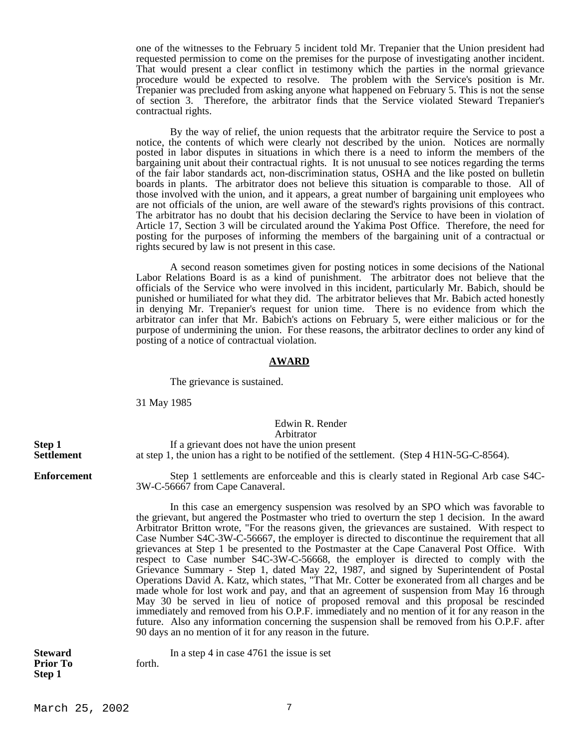one of the witnesses to the February 5 incident told Mr. Trepanier that the Union president had requested permission to come on the premises for the purpose of investigating another incident. That would present a clear conflict in testimony which the parties in the normal grievance procedure would be expected to resolve. The problem with the Service's position is Mr. Trepanier was precluded from asking anyone what happened on February 5. This is not the sense of section 3. Therefore, the arbitrator finds that the Service violated Steward Trepanier's contractual rights.

By the way of relief, the union requests that the arbitrator require the Service to post a notice, the contents of which were clearly not described by the union. Notices are normally posted in labor disputes in situations in which there is a need to inform the members of the bargaining unit about their contractual rights. It is not unusual to see notices regarding the terms of the fair labor standards act, non-discrimination status, OSHA and the like posted on bulletin boards in plants. The arbitrator does not believe this situation is comparable to those. All of those involved with the union, and it appears, a great number of bargaining unit employees who are not officials of the union, are well aware of the steward's rights provisions of this contract. The arbitrator has no doubt that his decision declaring the Service to have been in violation of Article 17, Section 3 will be circulated around the Yakima Post Office. Therefore, the need for posting for the purposes of informing the members of the bargaining unit of a contractual or rights secured by law is not present in this case.

A second reason sometimes given for posting notices in some decisions of the National Labor Relations Board is as a kind of punishment. The arbitrator does not believe that the officials of the Service who were involved in this incident, particularly Mr. Babich, should be punished or humiliated for what they did. The arbitrator believes that Mr. Babich acted honestly in denying Mr. Trepanier's request for union time. There is no evidence from which the arbitrator can infer that Mr. Babich's actions on February 5, were either malicious or for the purpose of undermining the union. For these reasons, the arbitrator declines to order any kind of posting of a notice of contractual violation.

**AWARD**

The grievance is sustained.

31 May 1985

Edwin R. Render
Arbitrator

**Step 1 Settlement**

If a grievant does not have the union present at step 1, the union has a right to be notified of the settlement. (Step 4 H1N-5G-C-8564).

**Enforcement**

Step 1 settlements are enforceable and this is clearly stated in Regional Arb case S4C-3W-C-56667 from Cape Canaveral.

In this case an emergency suspension was resolved by an SPO which was favorable to the grievant, but angered the Postmaster who tried to overturn the step 1 decision. In the award Arbitrator Britton wrote, "For the reasons given, the grievances are sustained. With respect to Case Number S4C-3W-C-56667, the employer is directed to discontinue the requirement that all grievances at Step 1 be presented to the Postmaster at the Cape Canaveral Post Office. With respect to Case number S4C-3W-C-56668, the employer is directed to comply with the Grievance Summary - Step 1, dated May 22, 1987, and signed by Superintendent of Postal Operations David A. Katz, which states, "That Mr. Cotter be exonerated from all charges and be made whole for lost work and pay, and that an agreement of suspension from May 16 through May 30 be served in lieu of notice of proposed removal and this proposal be rescinded immediately and removed from his O.P.F. immediately and no mention of it for any reason in the future. Also any information concerning the suspension shall be removed from his O.P.F. after 90 days an no mention of it for any reason in the future.

**Steward Prior To Step 1**

In a step 4 in case 4761 the issue is set forth.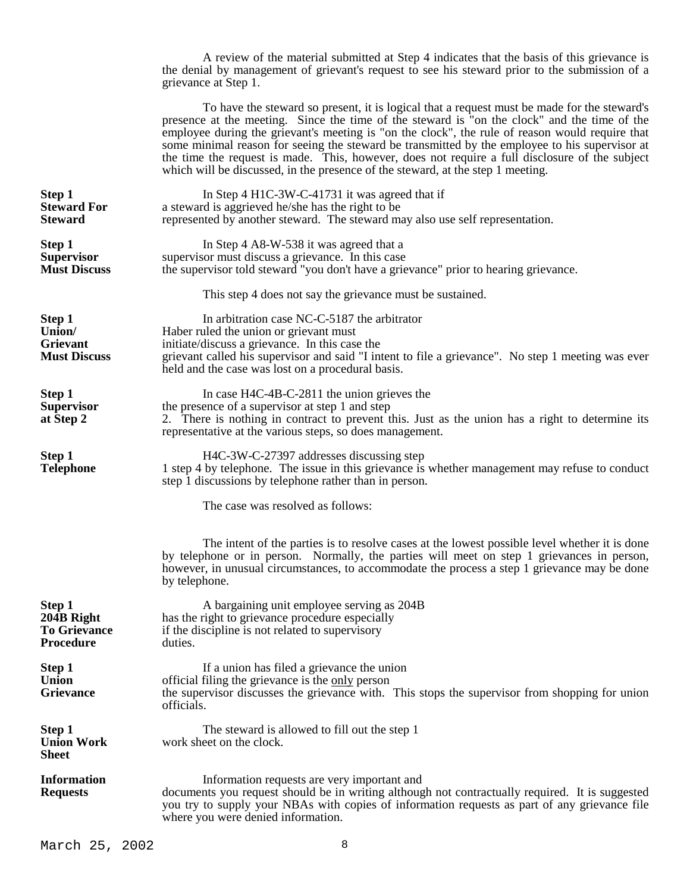A review of the material submitted at Step 4 indicates that the basis of this grievance is the denial by management of grievant's request to see his steward prior to the submission of a grievance at Step 1.

To have the steward so present, it is logical that a request must be made for the steward's presence at the meeting. Since the time of the steward is "on the clock" and the time of the employee during the grievant's meeting is "on the clock", the rule of reason would require that some minimal reason for seeing the steward be transmitted by the employee to his supervisor at the time the request is made. This, however, does not require a full disclosure of the subject which will be discussed, in the presence of the steward, at the step 1 meeting.

**Step 1 Steward For Steward**

In Step 4 H1C-3W-C-41731 it was agreed that if a steward is aggrieved he/she has the right to be represented by another steward. The steward may also use self representation.

**Step 1 Supervisor Must Discuss**

In Step 4 A8-W-538 it was agreed that a supervisor must discuss a grievance. In this case the supervisor told steward "you don't have a grievance" prior to hearing grievance.

This step 4 does not say the grievance must be sustained.

**Step 1 Union/ Grievant Must Discuss**

In arbitration case NC-C-5187 the arbitrator Haber ruled the union or grievant must initiate/discuss a grievance. In this case the grievant called his supervisor and said "I intent to file a grievance". No step 1 meeting was ever held and the case was lost on a procedural basis.

**Step 1 Supervisor at Step 2**

In case H4C-4B-C-2811 the union grieves the the presence of a supervisor at step 1 and step 2. There is nothing in contract to prevent this. Just as the union has a right to determine its representative at the various steps, so does management.

**Step 1 Telephone**

H4C-3W-C-27397 addresses discussing step 1 step 4 by telephone. The issue in this grievance is whether management may refuse to conduct step 1 discussions by telephone rather than in person.

The case was resolved as follows:

The intent of the parties is to resolve cases at the lowest possible level whether it is done by telephone or in person. Normally, the parties will meet on step 1 grievances in person, however, in unusual circumstances, to accommodate the process a step 1 grievance may be done by telephone.

**Step 1 204B Right To Grievance Procedure**

A bargaining unit employee serving as 204B has the right to grievance procedure especially if the discipline is not related to supervisory duties.

**Step 1 Union Grievance**

If a union has filed a grievance the union official filing the grievance is the <u>only</u> person the supervisor discusses the grievance with. This stops the supervisor from shopping for union officials.

**Step 1 Union Work Sheet**

The steward is allowed to fill out the step 1 work sheet on the clock.

**Information Requests**

Information requests are very important and documents you request should be in writing although not contractually required. It is suggested you try to supply your NBAs with copies of information requests as part of any grievance file where you were denied information.

March 25, 2002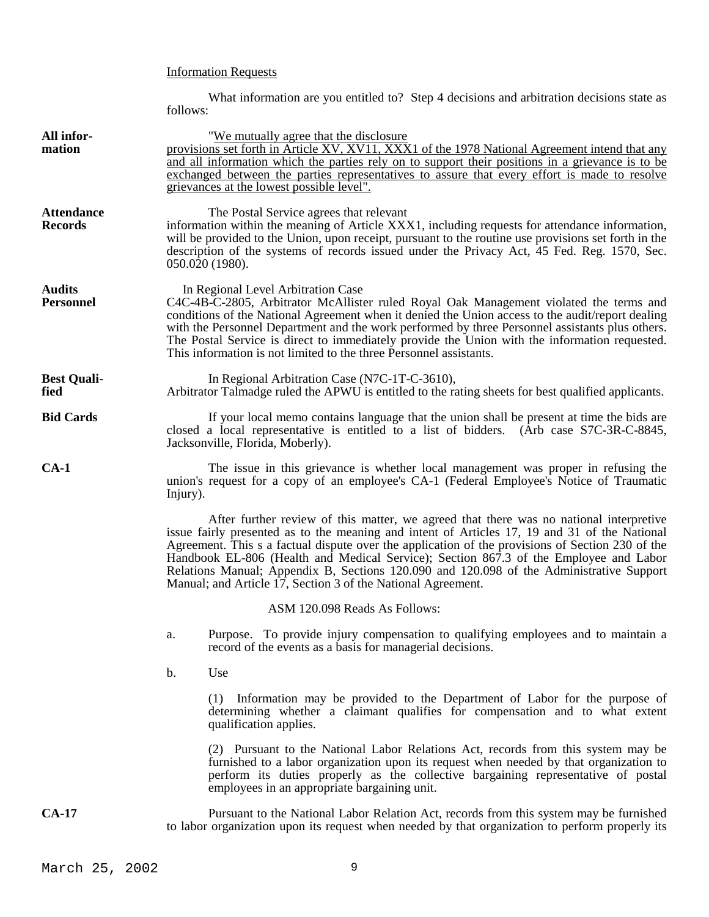Information Requests

What information are you entitled to? Step 4 decisions and arbitration decisions state as follows:

**All information**

"We mutually agree that the disclosure provisions set forth in Article XV, XV11, XXX1 of the 1978 National Agreement intend that any and all information which the parties rely on to support their positions in a grievance is to be exchanged between the parties representatives to assure that every effort is made to resolve grievances at the lowest possible level".

**Attendance Records**

The Postal Service agrees that relevant information within the meaning of Article XXX1, including requests for attendance information, will be provided to the Union, upon receipt, pursuant to the routine use provisions set forth in the description of the systems of records issued under the Privacy Act, 45 Fed. Reg. 1570, Sec. 050.020 (1980).

**Audits Personnel**

In Regional Level Arbitration Case C4C-4B-C-2805, Arbitrator McAllister ruled Royal Oak Management violated the terms and conditions of the National Agreement when it denied the Union access to the audit/report dealing with the Personnel Department and the work performed by three Personnel assistants plus others. The Postal Service is direct to immediately provide the Union with the information requested. This information is not limited to the three Personnel assistants.

**Best Qualified**

In Regional Arbitration Case (N7C-1T-C-3610), Arbitrator Talmadge ruled the APWU is entitled to the rating sheets for best qualified applicants.

**Bid Cards**

If your local memo contains language that the union shall be present at time the bids are closed a local representative is entitled to a list of bidders. (Arb case S7C-3R-C-8845, Jacksonville, Florida, Moberly).

**CA-1**

The issue in this grievance is whether local management was proper in refusing the union's request for a copy of an employee's CA-1 (Federal Employee's Notice of Traumatic Injury).

After further review of this matter, we agreed that there was no national interpretive issue fairly presented as to the meaning and intent of Articles 17, 19 and 31 of the National Agreement. This s a factual dispute over the application of the provisions of Section 230 of the Handbook EL-806 (Health and Medical Service); Section 867.3 of the Employee and Labor Relations Manual; Appendix B, Sections 120.090 and 120.098 of the Administrative Support Manual; and Article 17, Section 3 of the National Agreement.

ASM 120.098 Reads As Follows:

a. Purpose. To provide injury compensation to qualifying employees and to maintain a record of the events as a basis for managerial decisions.

b. Use

(1) Information may be provided to the Department of Labor for the purpose of determining whether a claimant qualifies for compensation and to what extent qualification applies.

(2) Pursuant to the National Labor Relations Act, records from this system may be furnished to a labor organization upon its request when needed by that organization to perform its duties properly as the collective bargaining representative of postal employees in an appropriate bargaining unit.

**CA-17**

Pursuant to the National Labor Relation Act, records from this system may be furnished to labor organization upon its request when needed by that organization to perform properly its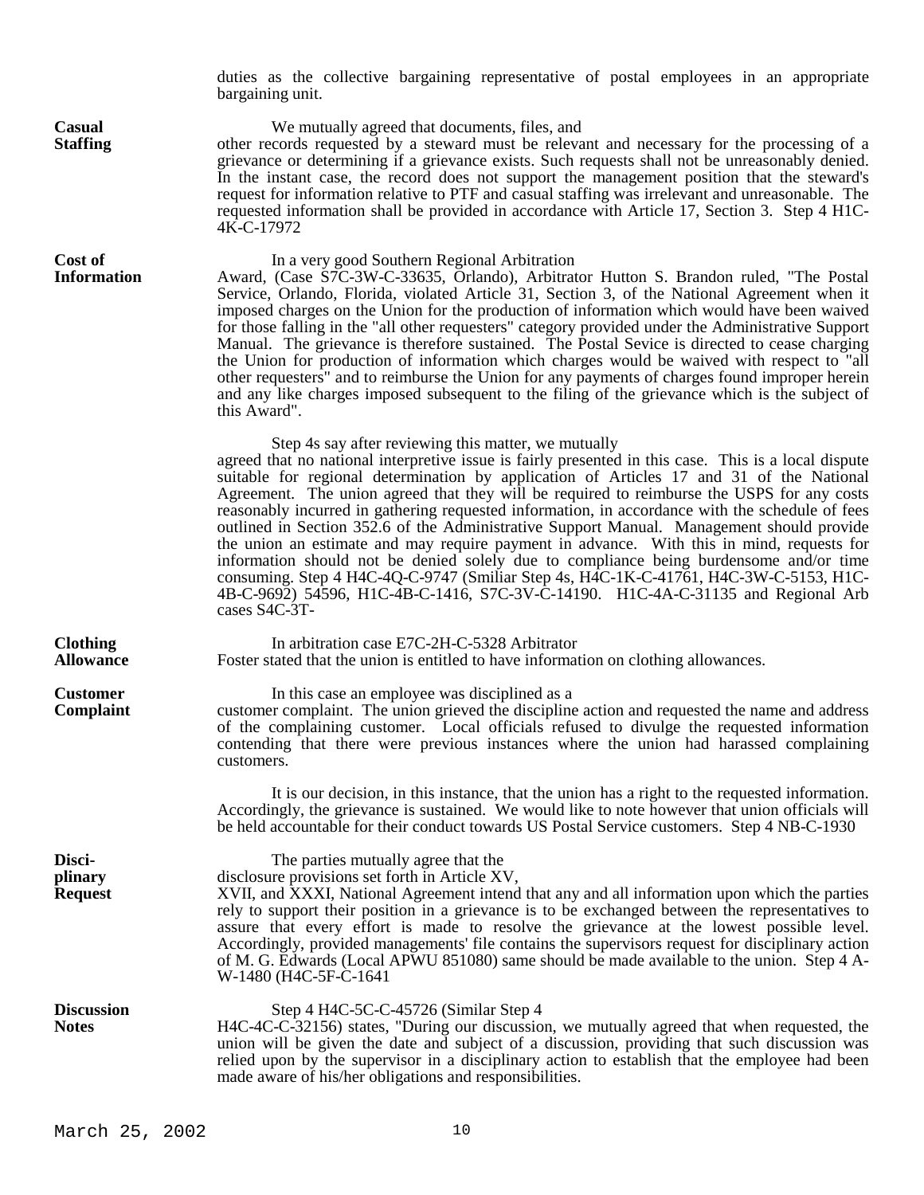duties as the collective bargaining representative of postal employees in an appropriate bargaining unit.

**Casual Staffing**

We mutually agreed that documents, files, and other records requested by a steward must be relevant and necessary for the processing of a grievance or determining if a grievance exists. Such requests shall not be unreasonably denied. In the instant case, the record does not support the management position that the steward's request for information relative to PTF and casual staffing was irrelevant and unreasonable. The requested information shall be provided in accordance with Article 17, Section 3. Step 4 H1C-4K-C-17972

**Cost of Information**

In a very good Southern Regional Arbitration Award, (Case S7C-3W-C-33635, Orlando), Arbitrator Hutton S. Brandon ruled, "The Postal Service, Orlando, Florida, violated Article 31, Section 3, of the National Agreement when it imposed charges on the Union for the production of information which would have been waived for those falling in the "all other requesters" category provided under the Administrative Support Manual. The grievance is therefore sustained. The Postal Sevice is directed to cease charging the Union for production of information which charges would be waived with respect to "all other requesters" and to reimburse the Union for any payments of charges found improper herein and any like charges imposed subsequent to the filing of the grievance which is the subject of this Award".

Step 4s say after reviewing this matter, we mutually agreed that no national interpretive issue is fairly presented in this case. This is a local dispute suitable for regional determination by application of Articles 17 and 31 of the National Agreement. The union agreed that they will be required to reimburse the USPS for any costs reasonably incurred in gathering requested information, in accordance with the schedule of fees outlined in Section 352.6 of the Administrative Support Manual. Management should provide the union an estimate and may require payment in advance. With this in mind, requests for information should not be denied solely due to compliance being burdensome and/or time consuming. Step 4 H4C-4Q-C-9747 (Smiliar Step 4s, H4C-1K-C-41761, H4C-3W-C-5153, H1C-4B-C-9692) 54596, H1C-4B-C-1416, S7C-3V-C-14190. H1C-4A-C-31135 and Regional Arb cases S4C-3T-

**Clothing Allowance**

In arbitration case E7C-2H-C-5328 Arbitrator Foster stated that the union is entitled to have information on clothing allowances.

**Customer Complaint**

In this case an employee was disciplined as a customer complaint. The union grieved the discipline action and requested the name and address of the complaining customer. Local officials refused to divulge the requested information contending that there were previous instances where the union had harassed complaining customers.

It is our decision, in this instance, that the union has a right to the requested information. Accordingly, the grievance is sustained. We would like to note however that union officials will be held accountable for their conduct towards US Postal Service customers. Step 4 NB-C-1930

**Disciplinary Request**

The parties mutually agree that the disclosure provisions set forth in Article XV, XVII, and XXXI, National Agreement intend that any and all information upon which the parties rely to support their position in a grievance is to be exchanged between the representatives to assure that every effort is made to resolve the grievance at the lowest possible level. Accordingly, provided managements' file contains the supervisors request for disciplinary action of M. G. Edwards (Local APWU 851080) same should be made available to the union. Step 4 A-W-1480 (H4C-5F-C-1641

**Discussion Notes**

Step 4 H4C-5C-C-45726 (Similar Step 4 H4C-4C-C-32156) states, "During our discussion, we mutually agreed that when requested, the union will be given the date and subject of a discussion, providing that such discussion was relied upon by the supervisor in a disciplinary action to establish that the employee had been made aware of his/her obligations and responsibilities.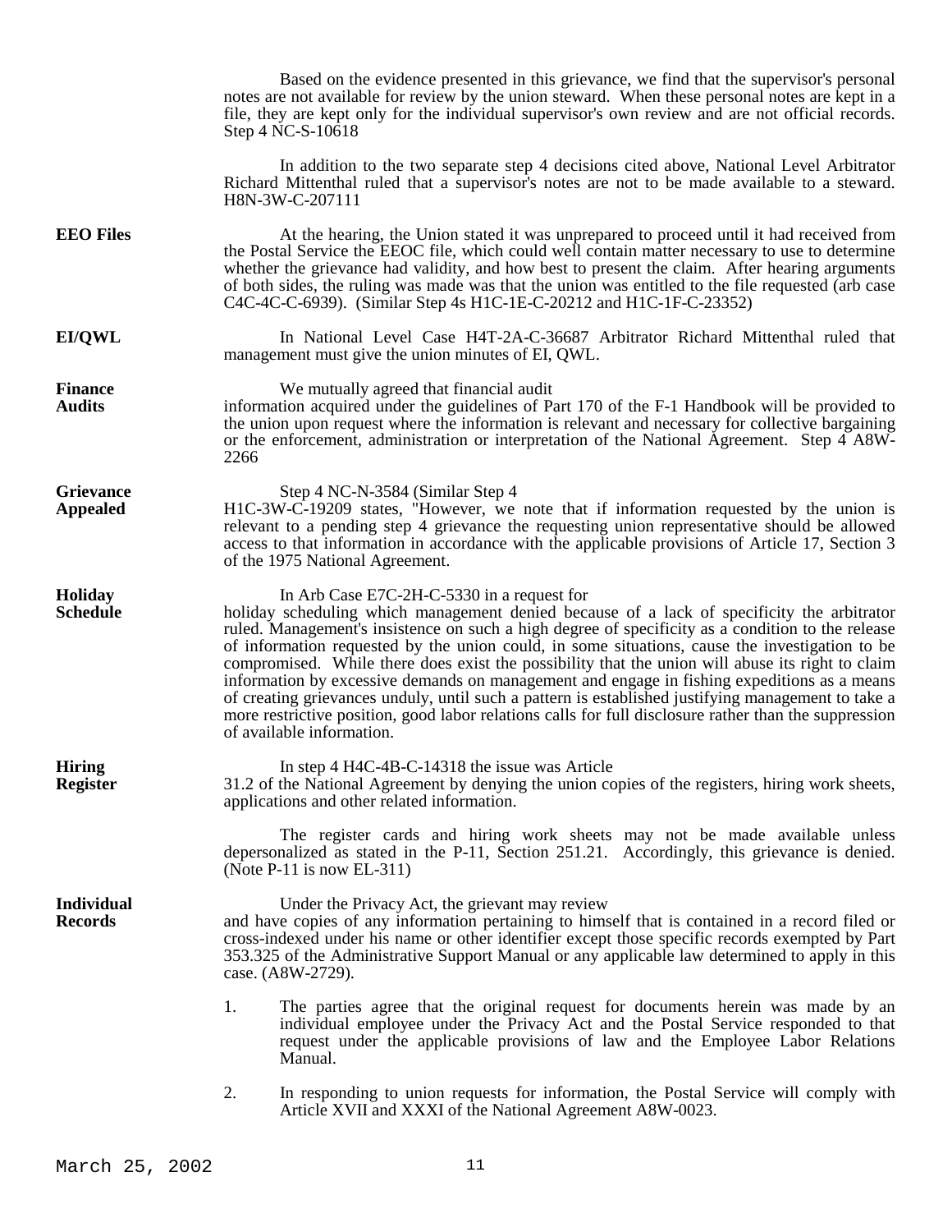Based on the evidence presented in this grievance, we find that the supervisor's personal notes are not available for review by the union steward. When these personal notes are kept in a file, they are kept only for the individual supervisor's own review and are not official records. Step 4 NC-S-10618

In addition to the two separate step 4 decisions cited above, National Level Arbitrator Richard Mittenthal ruled that a supervisor's notes are not to be made available to a steward. H8N-3W-C-207111

**EEO Files**

At the hearing, the Union stated it was unprepared to proceed until it had received from the Postal Service the EEOC file, which could well contain matter necessary to use to determine whether the grievance had validity, and how best to present the claim. After hearing arguments of both sides, the ruling was made was that the union was entitled to the file requested (arb case C4C-4C-C-6939). (Similar Step 4s H1C-1E-C-20212 and H1C-1F-C-23352)

**EI/QWL**

In National Level Case H4T-2A-C-36687 Arbitrator Richard Mittenthal ruled that management must give the union minutes of EI, QWL.

**Finance Audits**

We mutually agreed that financial audit information acquired under the guidelines of Part 170 of the F-1 Handbook will be provided to the union upon request where the information is relevant and necessary for collective bargaining or the enforcement, administration or interpretation of the National Agreement. Step 4 A8W-2266

**Grievance Appealed**

Step 4 NC-N-3584 (Similar Step 4 H1C-3W-C-19209 states, "However, we note that if information requested by the union is relevant to a pending step 4 grievance the requesting union representative should be allowed access to that information in accordance with the applicable provisions of Article 17, Section 3 of the 1975 National Agreement.

**Holiday Schedule**

In Arb Case E7C-2H-C-5330 in a request for holiday scheduling which management denied because of a lack of specificity the arbitrator ruled. Management's insistence on such a high degree of specificity as a condition to the release of information requested by the union could, in some situations, cause the investigation to be compromised. While there does exist the possibility that the union will abuse its right to claim information by excessive demands on management and engage in fishing expeditions as a means of creating grievances unduly, until such a pattern is established justifying management to take a more restrictive position, good labor relations calls for full disclosure rather than the suppression of available information.

**Hiring Register**

In step 4 H4C-4B-C-14318 the issue was Article 31.2 of the National Agreement by denying the union copies of the registers, hiring work sheets, applications and other related information.

The register cards and hiring work sheets may not be made available unless depersonalized as stated in the P-11, Section 251.21. Accordingly, this grievance is denied. (Note P-11 is now EL-311)

**Individual Records**

Under the Privacy Act, the grievant may review and have copies of any information pertaining to himself that is contained in a record filed or cross-indexed under his name or other identifier except those specific records exempted by Part 353.325 of the Administrative Support Manual or any applicable law determined to apply in this case. (A8W-2729).

1. The parties agree that the original request for documents herein was made by an individual employee under the Privacy Act and the Postal Service responded to that request under the applicable provisions of law and the Employee Labor Relations Manual.

2. In responding to union requests for information, the Postal Service will comply with Article XVII and XXXI of the National Agreement A8W-0023.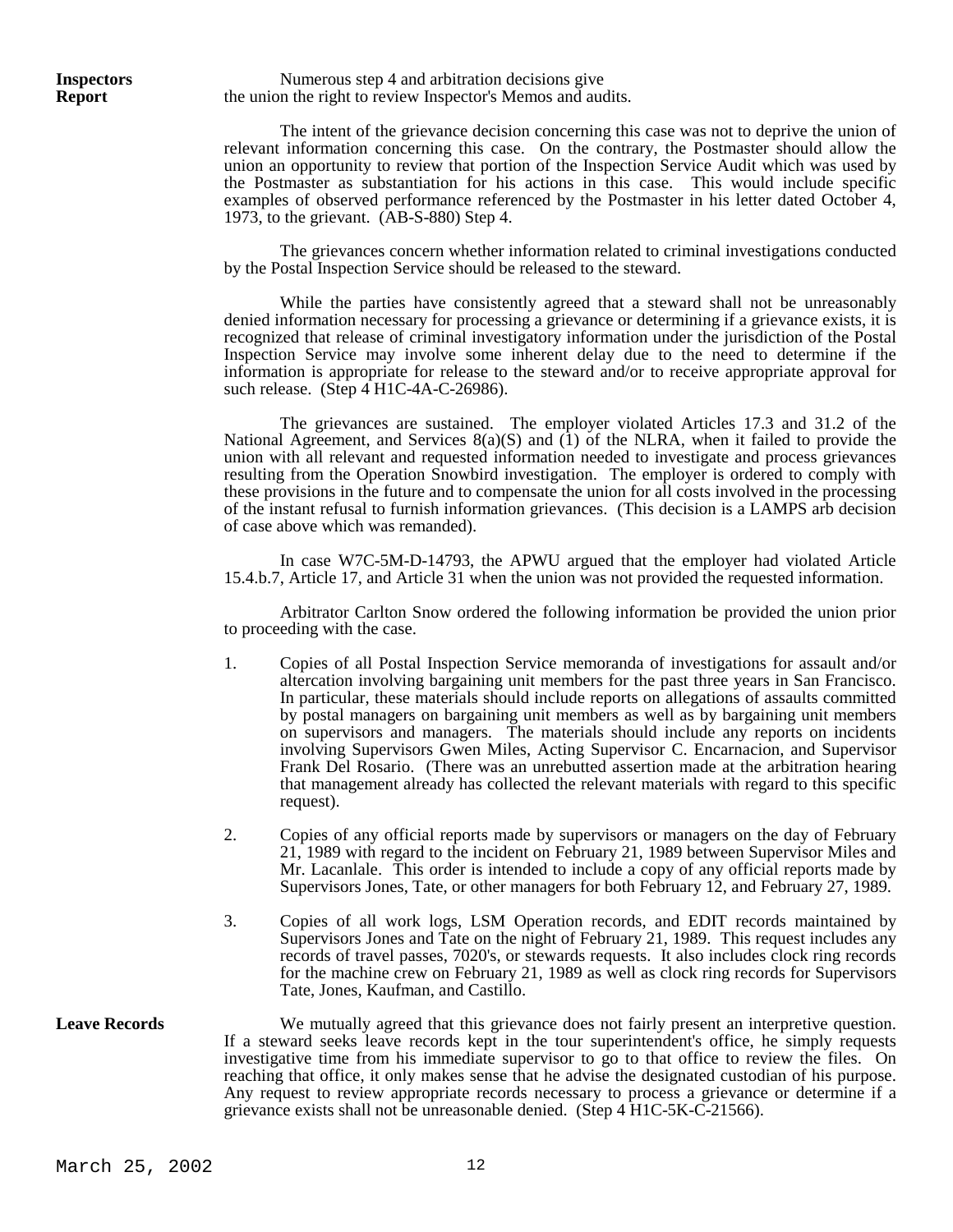**Inspectors Report**

Numerous step 4 and arbitration decisions give the union the right to review Inspector's Memos and audits.

The intent of the grievance decision concerning this case was not to deprive the union of relevant information concerning this case. On the contrary, the Postmaster should allow the union an opportunity to review that portion of the Inspection Service Audit which was used by the Postmaster as substantiation for his actions in this case. This would include specific examples of observed performance referenced by the Postmaster in his letter dated October 4, 1973, to the grievant. (AB-S-880) Step 4.

The grievances concern whether information related to criminal investigations conducted by the Postal Inspection Service should be released to the steward.

While the parties have consistently agreed that a steward shall not be unreasonably denied information necessary for processing a grievance or determining if a grievance exists, it is recognized that release of criminal investigatory information under the jurisdiction of the Postal Inspection Service may involve some inherent delay due to the need to determine if the information is appropriate for release to the steward and/or to receive appropriate approval for such release. (Step 4 H1C-4A-C-26986).

The grievances are sustained. The employer violated Articles 17.3 and 31.2 of the National Agreement, and Services 8(a)(S) and (1) of the NLRA, when it failed to provide the union with all relevant and requested information needed to investigate and process grievances resulting from the Operation Snowbird investigation. The employer is ordered to comply with these provisions in the future and to compensate the union for all costs involved in the processing of the instant refusal to furnish information grievances. (This decision is a LAMPS arb decision of case above which was remanded).

In case W7C-5M-D-14793, the APWU argued that the employer had violated Article 15.4.b.7, Article 17, and Article 31 when the union was not provided the requested information.

Arbitrator Carlton Snow ordered the following information be provided the union prior to proceeding with the case.

1. Copies of all Postal Inspection Service memoranda of investigations for assault and/or altercation involving bargaining unit members for the past three years in San Francisco. In particular, these materials should include reports on allegations of assaults committed by postal managers on bargaining unit members as well as by bargaining unit members on supervisors and managers. The materials should include any reports on incidents involving Supervisors Gwen Miles, Acting Supervisor C. Encarnacion, and Supervisor Frank Del Rosario. (There was an unrebutted assertion made at the arbitration hearing that management already has collected the relevant materials with regard to this specific request).

2. Copies of any official reports made by supervisors or managers on the day of February 21, 1989 with regard to the incident on February 21, 1989 between Supervisor Miles and Mr. Lacanlale. This order is intended to include a copy of any official reports made by Supervisors Jones, Tate, or other managers for both February 12, and February 27, 1989.

3. Copies of all work logs, LSM Operation records, and EDIT records maintained by Supervisors Jones and Tate on the night of February 21, 1989. This request includes any records of travel passes, 7020's, or stewards requests. It also includes clock ring records for the machine crew on February 21, 1989 as well as clock ring records for Supervisors Tate, Jones, Kaufman, and Castillo.

**Leave Records**

We mutually agreed that this grievance does not fairly present an interpretive question. If a steward seeks leave records kept in the tour superintendent's office, he simply requests investigative time from his immediate supervisor to go to that office to review the files. On reaching that office, it only makes sense that he advise the designated custodian of his purpose. Any request to review appropriate records necessary to process a grievance or determine if a grievance exists shall not be unreasonable denied. (Step 4 H1C-5K-C-21566).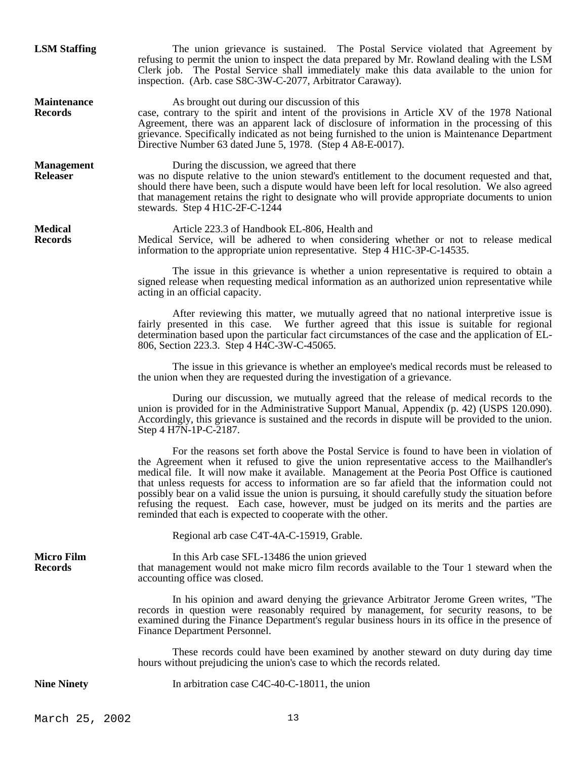**LSM Staffing**

The union grievance is sustained. The Postal Service violated that Agreement by refusing to permit the union to inspect the data prepared by Mr. Rowland dealing with the LSM Clerk job. The Postal Service shall immediately make this data available to the union for inspection. (Arb. case S8C-3W-C-2077, Arbitrator Caraway).

**Maintenance Records**

As brought out during our discussion of this case, contrary to the spirit and intent of the provisions in Article XV of the 1978 National Agreement, there was an apparent lack of disclosure of information in the processing of this grievance. Specifically indicated as not being furnished to the union is Maintenance Department Directive Number 63 dated June 5, 1978. (Step 4 A8-E-0017).

**Management Releaser**

During the discussion, we agreed that there was no dispute relative to the union steward's entitlement to the document requested and that, should there have been, such a dispute would have been left for local resolution. We also agreed that management retains the right to designate who will provide appropriate documents to union stewards. Step 4 H1C-2F-C-1244

**Medical Records**

Article 223.3 of Handbook EL-806, Health and Medical Service, will be adhered to when considering whether or not to release medical information to the appropriate union representative. Step 4 H1C-3P-C-14535.

The issue in this grievance is whether a union representative is required to obtain a signed release when requesting medical information as an authorized union representative while acting in an official capacity.

After reviewing this matter, we mutually agreed that no national interpretive issue is fairly presented in this case. We further agreed that this issue is suitable for regional determination based upon the particular fact circumstances of the case and the application of EL-806, Section 223.3. Step 4 H4C-3W-C-45065.

The issue in this grievance is whether an employee's medical records must be released to the union when they are requested during the investigation of a grievance.

During our discussion, we mutually agreed that the release of medical records to the union is provided for in the Administrative Support Manual, Appendix (p. 42) (USPS 120.090). Accordingly, this grievance is sustained and the records in dispute will be provided to the union. Step 4 H7N-1P-C-2187.

For the reasons set forth above the Postal Service is found to have been in violation of the Agreement when it refused to give the union representative access to the Mailhandler's medical file. It will now make it available. Management at the Peoria Post Office is cautioned that unless requests for access to information are so far afield that the information could not possibly bear on a valid issue the union is pursuing, it should carefully study the situation before refusing the request. Each case, however, must be judged on its merits and the parties are reminded that each is expected to cooperate with the other.

Regional arb case C4T-4A-C-15919, Grable.

**Micro Film Records**

In this Arb case SFL-13486 the union grieved that management would not make micro film records available to the Tour 1 steward when the accounting office was closed.

In his opinion and award denying the grievance Arbitrator Jerome Green writes, "The records in question were reasonably required by management, for security reasons, to be examined during the Finance Department's regular business hours in its office in the presence of Finance Department Personnel.

These records could have been examined by another steward on duty during day time hours without prejudicing the union's case to which the records related.

**Nine Ninety**

In arbitration case C4C-40-C-18011, the union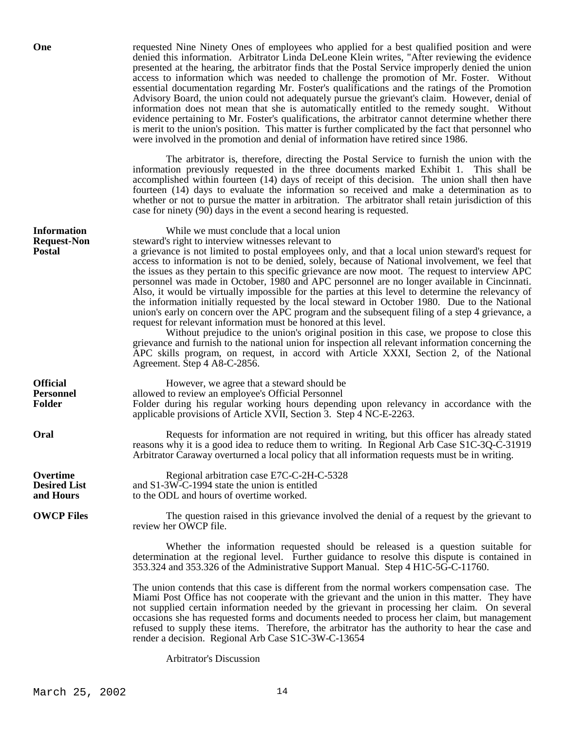**One**

requested Nine Ninety Ones of employees who applied for a best qualified position and were denied this information. Arbitrator Linda DeLeone Klein writes, "After reviewing the evidence presented at the hearing, the arbitrator finds that the Postal Service improperly denied the union access to information which was needed to challenge the promotion of Mr. Foster. Without essential documentation regarding Mr. Foster's qualifications and the ratings of the Promotion Advisory Board, the union could not adequately pursue the grievant's claim. However, denial of information does not mean that she is automatically entitled to the remedy sought. Without evidence pertaining to Mr. Foster's qualifications, the arbitrator cannot determine whether there is merit to the union's position. This matter is further complicated by the fact that personnel who were involved in the promotion and denial of information have retired since 1986.

The arbitrator is, therefore, directing the Postal Service to furnish the union with the information previously requested in the three documents marked Exhibit 1. This shall be accomplished within fourteen (14) days of receipt of this decision. The union shall then have fourteen (14) days to evaluate the information so received and make a determination as to whether or not to pursue the matter in arbitration. The arbitrator shall retain jurisdiction of this case for ninety (90) days in the event a second hearing is requested.

**Information Request-Non Postal**

While we must conclude that a local union steward's right to interview witnesses relevant to a grievance is not limited to postal employees only, and that a local union steward's request for access to information is not to be denied, solely, because of National involvement, we feel that the issues as they pertain to this specific grievance are now moot. The request to interview APC personnel was made in October, 1980 and APC personnel are no longer available in Cincinnati. Also, it would be virtually impossible for the parties at this level to determine the relevancy of the information initially requested by the local steward in October 1980. Due to the National union's early on concern over the APC program and the subsequent filing of a step 4 grievance, a request for relevant information must be honored at this level.

Without prejudice to the union's original position in this case, we propose to close this grievance and furnish to the national union for inspection all relevant information concerning the APC skills program, on request, in accord with Article XXXI, Section 2, of the National Agreement. Step 4 A8-C-2856.

**Official Personnel Folder**

However, we agree that a steward should be allowed to review an employee's Official Personnel Folder during his regular working hours depending upon relevancy in accordance with the applicable provisions of Article XVII, Section 3. Step 4 NC-E-2263.

**Oral**

Requests for information are not required in writing, but this officer has already stated reasons why it is a good idea to reduce them to writing. In Regional Arb Case S1C-3Q-C-31919 Arbitrator Caraway overturned a local policy that all information requests must be in writing.

**Overtime Desired List and Hours**

Regional arbitration case E7C-C-2H-C-5328 and S1-3W-C-1994 state the union is entitled to the ODL and hours of overtime worked.

**OWCP Files**

The question raised in this grievance involved the denial of a request by the grievant to review her OWCP file.

Whether the information requested should be released is a question suitable for determination at the regional level. Further guidance to resolve this dispute is contained in 353.324 and 353.326 of the Administrative Support Manual. Step 4 H1C-5G-C-11760.

The union contends that this case is different from the normal workers compensation case. The Miami Post Office has not cooperate with the grievant and the union in this matter. They have not supplied certain information needed by the grievant in processing her claim. On several occasions she has requested forms and documents needed to process her claim, but management refused to supply these items. Therefore, the arbitrator has the authority to hear the case and render a decision. Regional Arb Case S1C-3W-C-13654

Arbitrator's Discussion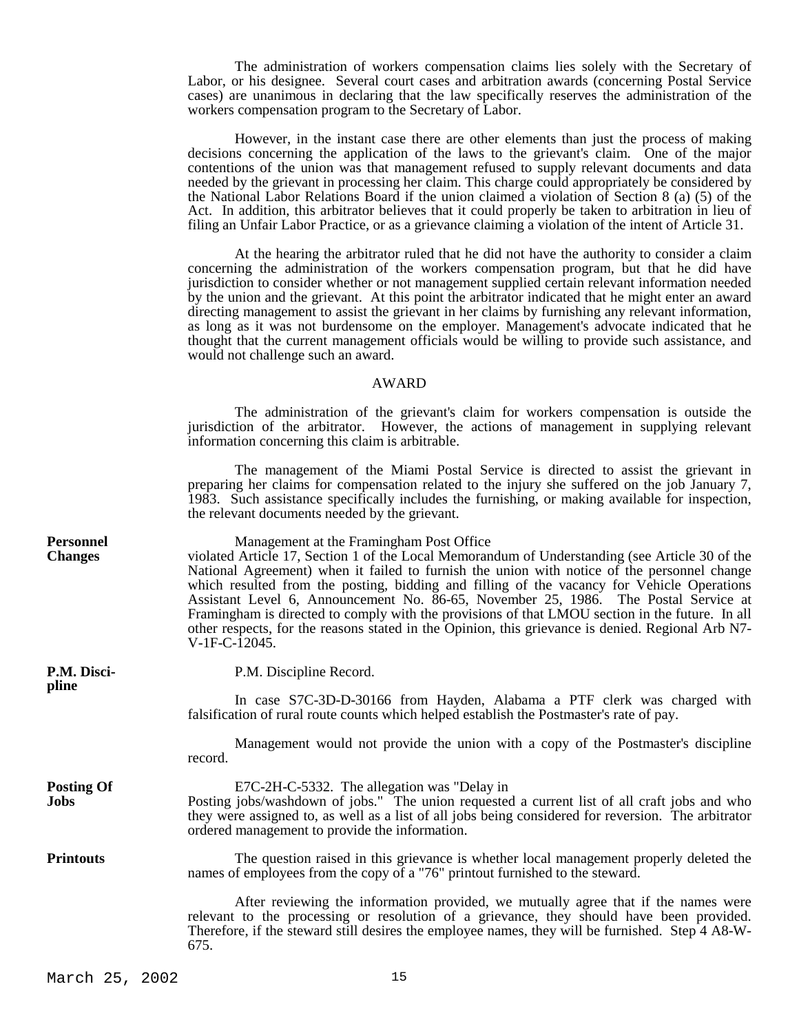The administration of workers compensation claims lies solely with the Secretary of Labor, or his designee. Several court cases and arbitration awards (concerning Postal Service cases) are unanimous in declaring that the law specifically reserves the administration of the workers compensation program to the Secretary of Labor.

However, in the instant case there are other elements than just the process of making decisions concerning the application of the laws to the grievant's claim. One of the major contentions of the union was that management refused to supply relevant documents and data needed by the grievant in processing her claim. This charge could appropriately be considered by the National Labor Relations Board if the union claimed a violation of Section 8 (a) (5) of the Act. In addition, this arbitrator believes that it could properly be taken to arbitration in lieu of filing an Unfair Labor Practice, or as a grievance claiming a violation of the intent of Article 31.

At the hearing the arbitrator ruled that he did not have the authority to consider a claim concerning the administration of the workers compensation program, but that he did have jurisdiction to consider whether or not management supplied certain relevant information needed by the union and the grievant. At this point the arbitrator indicated that he might enter an award directing management to assist the grievant in her claims by furnishing any relevant information, as long as it was not burdensome on the employer. Management's advocate indicated that he thought that the current management officials would be willing to provide such assistance, and would not challenge such an award.

AWARD

The administration of the grievant's claim for workers compensation is outside the jurisdiction of the arbitrator. However, the actions of management in supplying relevant information concerning this claim is arbitrable.

The management of the Miami Postal Service is directed to assist the grievant in preparing her claims for compensation related to the injury she suffered on the job January 7, 1983. Such assistance specifically includes the furnishing, or making available for inspection, the relevant documents needed by the grievant.

**Personnel Changes**

Management at the Framingham Post Office violated Article 17, Section 1 of the Local Memorandum of Understanding (see Article 30 of the National Agreement) when it failed to furnish the union with notice of the personnel change which resulted from the posting, bidding and filling of the vacancy for Vehicle Operations Assistant Level 6, Announcement No. 86-65, November 25, 1986. The Postal Service at Framingham is directed to comply with the provisions of that LMOU section in the future. In all other respects, for the reasons stated in the Opinion, this grievance is denied. Regional Arb N7-V-1F-C-12045.

**P.M. Discipline**

P.M. Discipline Record.

In case S7C-3D-D-30166 from Hayden, Alabama a PTF clerk was charged with falsification of rural route counts which helped establish the Postmaster's rate of pay.

Management would not provide the union with a copy of the Postmaster's discipline record.

**Posting Of Jobs**

E7C-2H-C-5332. The allegation was "Delay in Posting jobs/washdown of jobs." The union requested a current list of all craft jobs and who they were assigned to, as well as a list of all jobs being considered for reversion. The arbitrator ordered management to provide the information.

**Printouts**

The question raised in this grievance is whether local management properly deleted the names of employees from the copy of a "76" printout furnished to the steward.

After reviewing the information provided, we mutually agree that if the names were relevant to the processing or resolution of a grievance, they should have been provided. Therefore, if the steward still desires the employee names, they will be furnished. Step 4 A8-W-675.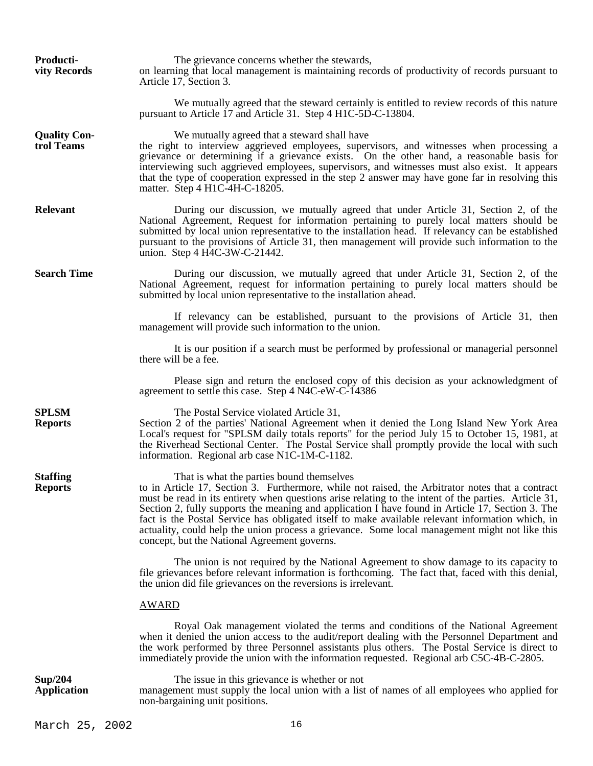**Productivity Records**

The grievance concerns whether the stewards, on learning that local management is maintaining records of productivity of records pursuant to Article 17, Section 3.

We mutually agreed that the steward certainly is entitled to review records of this nature pursuant to Article 17 and Article 31. Step 4 H1C-5D-C-13804.

**Quality Control Teams**

We mutually agreed that a steward shall have the right to interview aggrieved employees, supervisors, and witnesses when processing a grievance or determining if a grievance exists. On the other hand, a reasonable basis for interviewing such aggrieved employees, supervisors, and witnesses must also exist. It appears that the type of cooperation expressed in the step 2 answer may have gone far in resolving this matter. Step 4 H1C-4H-C-18205.

**Relevant**

During our discussion, we mutually agreed that under Article 31, Section 2, of the National Agreement, Request for information pertaining to purely local matters should be submitted by local union representative to the installation head. If relevancy can be established pursuant to the provisions of Article 31, then management will provide such information to the union. Step 4 H4C-3W-C-21442.

**Search Time**

During our discussion, we mutually agreed that under Article 31, Section 2, of the National Agreement, request for information pertaining to purely local matters should be submitted by local union representative to the installation ahead.

If relevancy can be established, pursuant to the provisions of Article 31, then management will provide such information to the union.

It is our position if a search must be performed by professional or managerial personnel there will be a fee.

Please sign and return the enclosed copy of this decision as your acknowledgment of agreement to settle this case. Step 4 N4C-eW-C-14386

**SPLSM Reports**

The Postal Service violated Article 31, Section 2 of the parties' National Agreement when it denied the Long Island New York Area Local's request for "SPLSM daily totals reports" for the period July 15 to October 15, 1981, at the Riverhead Sectional Center. The Postal Service shall promptly provide the local with such information. Regional arb case N1C-1M-C-1182.

**Staffing Reports**

That is what the parties bound themselves to in Article 17, Section 3. Furthermore, while not raised, the Arbitrator notes that a contract must be read in its entirety when questions arise relating to the intent of the parties. Article 31, Section 2, fully supports the meaning and application I have found in Article 17, Section 3. The fact is the Postal Service has obligated itself to make available relevant information which, in actuality, could help the union process a grievance. Some local management might not like this concept, but the National Agreement governs.

The union is not required by the National Agreement to show damage to its capacity to file grievances before relevant information is forthcoming. The fact that, faced with this denial, the union did file grievances on the reversions is irrelevant.

AWARD

Royal Oak management violated the terms and conditions of the National Agreement when it denied the union access to the audit/report dealing with the Personnel Department and the work performed by three Personnel assistants plus others. The Postal Service is direct to immediately provide the union with the information requested. Regional arb C5C-4B-C-2805.

**Sup/204 Application**

The issue in this grievance is whether or not management must supply the local union with a list of names of all employees who applied for non-bargaining unit positions.

March 25, 2002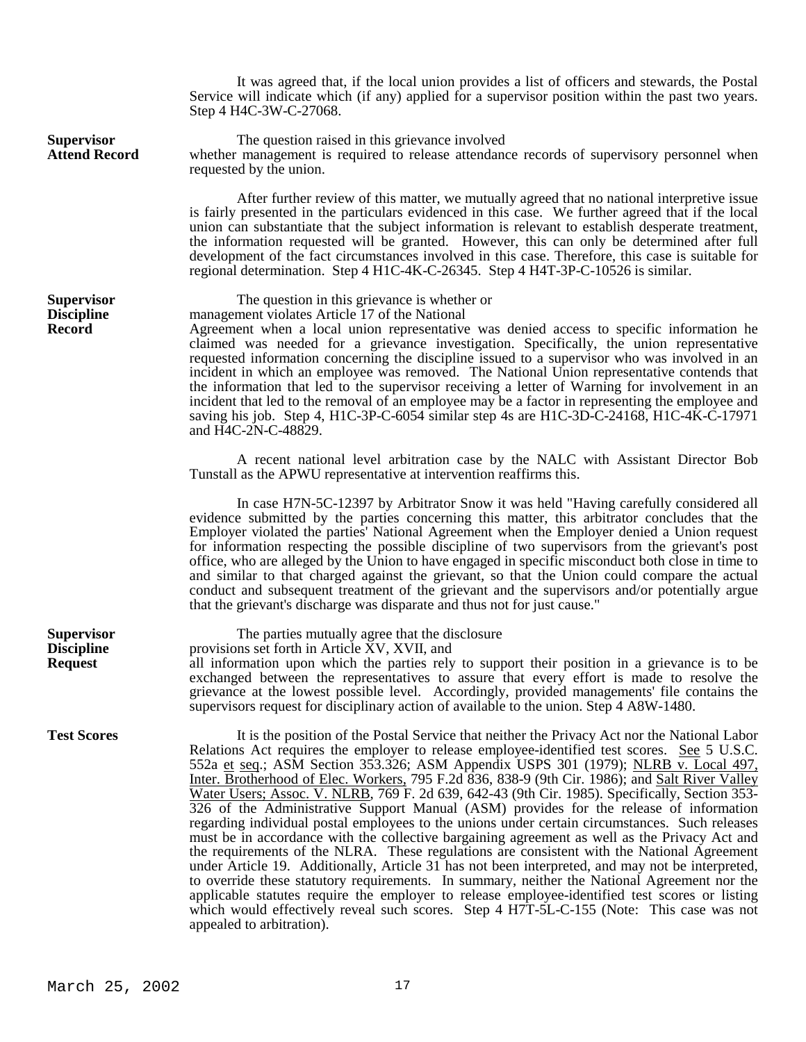It was agreed that, if the local union provides a list of officers and stewards, the Postal Service will indicate which (if any) applied for a supervisor position within the past two years. Step 4 H4C-3W-C-27068.

**Supervisor Attend Record**

The question raised in this grievance involved whether management is required to release attendance records of supervisory personnel when requested by the union.

After further review of this matter, we mutually agreed that no national interpretive issue is fairly presented in the particulars evidenced in this case. We further agreed that if the local union can substantiate that the subject information is relevant to establish desperate treatment, the information requested will be granted. However, this can only be determined after full development of the fact circumstances involved in this case. Therefore, this case is suitable for regional determination. Step 4 H1C-4K-C-26345. Step 4 H4T-3P-C-10526 is similar.

**Supervisor Discipline Record**

The question in this grievance is whether or management violates Article 17 of the National Agreement when a local union representative was denied access to specific information he claimed was needed for a grievance investigation. Specifically, the union representative requested information concerning the discipline issued to a supervisor who was involved in an incident in which an employee was removed. The National Union representative contends that the information that led to the supervisor receiving a letter of Warning for involvement in an incident that led to the removal of an employee may be a factor in representing the employee and saving his job. Step 4, H1C-3P-C-6054 similar step 4s are H1C-3D-C-24168, H1C-4K-C-17971 and H4C-2N-C-48829.

A recent national level arbitration case by the NALC with Assistant Director Bob Tunstall as the APWU representative at intervention reaffirms this.

In case H7N-5C-12397 by Arbitrator Snow it was held "Having carefully considered all evidence submitted by the parties concerning this matter, this arbitrator concludes that the Employer violated the parties' National Agreement when the Employer denied a Union request for information respecting the possible discipline of two supervisors from the grievant's post office, who are alleged by the Union to have engaged in specific misconduct both close in time to and similar to that charged against the grievant, so that the Union could compare the actual conduct and subsequent treatment of the grievant and the supervisors and/or potentially argue that the grievant's discharge was disparate and thus not for just cause."

**Supervisor Discipline Request**

The parties mutually agree that the disclosure provisions set forth in Article XV, XVII, and all information upon which the parties rely to support their position in a grievance is to be exchanged between the representatives to assure that every effort is made to resolve the grievance at the lowest possible level. Accordingly, provided managements' file contains the supervisors request for disciplinary action of available to the union. Step 4 A8W-1480.

**Test Scores**

It is the position of the Postal Service that neither the Privacy Act nor the National Labor Relations Act requires the employer to release employee-identified test scores. See 5 U.S.C. 552a et seq.; ASM Section 353.326; ASM Appendix USPS 301 (1979); NLRB v. Local 497, Inter. Brotherhood of Elec. Workers, 795 F.2d 836, 838-9 (9th Cir. 1986); and Salt River Valley Water Users; Assoc. V. NLRB, 769 F. 2d 639, 642-43 (9th Cir. 1985). Specifically, Section 353-326 of the Administrative Support Manual (ASM) provides for the release of information regarding individual postal employees to the unions under certain circumstances. Such releases must be in accordance with the collective bargaining agreement as well as the Privacy Act and the requirements of the NLRA. These regulations are consistent with the National Agreement under Article 19. Additionally, Article 31 has not been interpreted, and may not be interpreted, to override these statutory requirements. In summary, neither the National Agreement nor the applicable statutes require the employer to release employee-identified test scores or listing which would effectively reveal such scores. Step 4 H7T-5L-C-155 (Note: This case was not appealed to arbitration).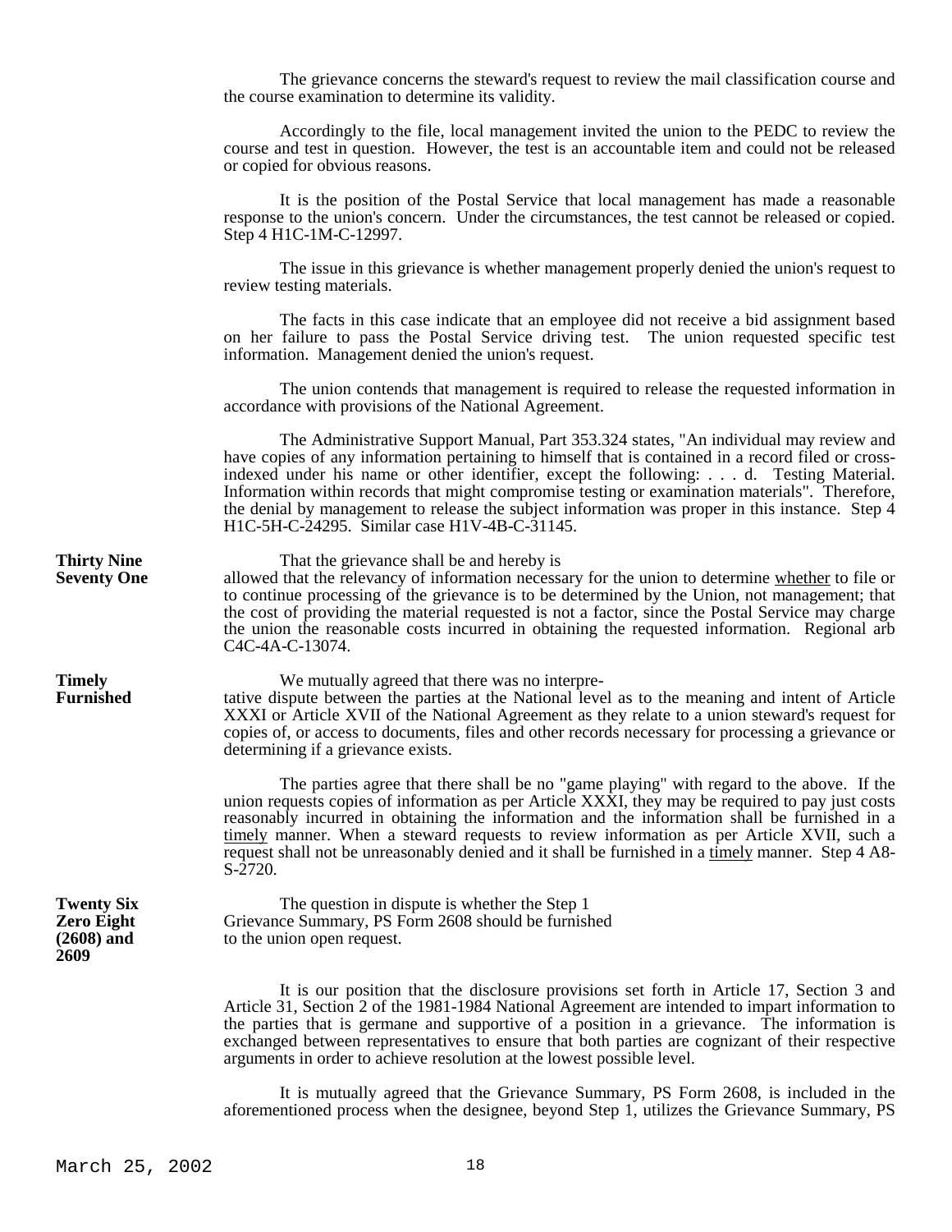The grievance concerns the steward's request to review the mail classification course and the course examination to determine its validity.

Accordingly to the file, local management invited the union to the PEDC to review the course and test in question. However, the test is an accountable item and could not be released or copied for obvious reasons.

It is the position of the Postal Service that local management has made a reasonable response to the union's concern. Under the circumstances, the test cannot be released or copied. Step 4 H1C-1M-C-12997.

The issue in this grievance is whether management properly denied the union's request to review testing materials.

The facts in this case indicate that an employee did not receive a bid assignment based on her failure to pass the Postal Service driving test. The union requested specific test information. Management denied the union's request.

The union contends that management is required to release the requested information in accordance with provisions of the National Agreement.

The Administrative Support Manual, Part 353.324 states, "An individual may review and have copies of any information pertaining to himself that is contained in a record filed or cross-indexed under his name or other identifier, except the following: . . . d. Testing Material. Information within records that might compromise testing or examination materials". Therefore, the denial by management to release the subject information was proper in this instance. Step 4 H1C-5H-C-24295. Similar case H1V-4B-C-31145.

**Thirty Nine Seventy One**

That the grievance shall be and hereby is allowed that the relevancy of information necessary for the union to determine whether to file or to continue processing of the grievance is to be determined by the Union, not management; that the cost of providing the material requested is not a factor, since the Postal Service may charge the union the reasonable costs incurred in obtaining the requested information. Regional arb C4C-4A-C-13074.

**Timely Furnished**

We mutually agreed that there was no interpretative dispute between the parties at the National level as to the meaning and intent of Article XXXI or Article XVII of the National Agreement as they relate to a union steward's request for copies of, or access to documents, files and other records necessary for processing a grievance or determining if a grievance exists.

The parties agree that there shall be no "game playing" with regard to the above. If the union requests copies of information as per Article XXXI, they may be required to pay just costs reasonably incurred in obtaining the information and the information shall be furnished in a timely manner. When a steward requests to review information as per Article XVII, such a request shall not be unreasonably denied and it shall be furnished in a timely manner. Step 4 A8-S-2720.

**Twenty Six Zero Eight (2608) and 2609**

The question in dispute is whether the Step 1 Grievance Summary, PS Form 2608 should be furnished to the union open request.

It is our position that the disclosure provisions set forth in Article 17, Section 3 and Article 31, Section 2 of the 1981-1984 National Agreement are intended to impart information to the parties that is germane and supportive of a position in a grievance. The information is exchanged between representatives to ensure that both parties are cognizant of their respective arguments in order to achieve resolution at the lowest possible level.

It is mutually agreed that the Grievance Summary, PS Form 2608, is included in the aforementioned process when the designee, beyond Step 1, utilizes the Grievance Summary, PS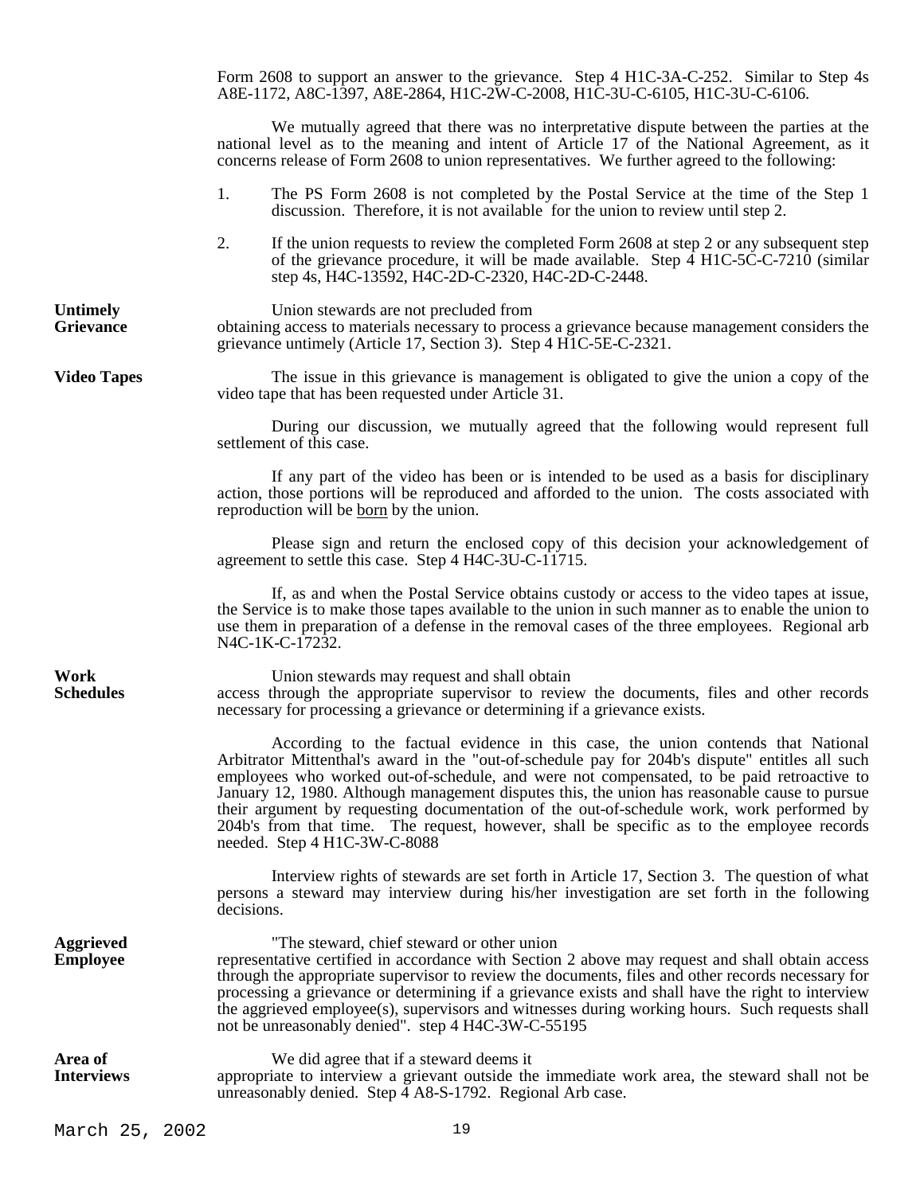Form 2608 to support an answer to the grievance. Step 4 H1C-3A-C-252. Similar to Step 4s A8E-1172, A8C-1397, A8E-2864, H1C-2W-C-2008, H1C-3U-C-6105, H1C-3U-C-6106.

We mutually agreed that there was no interpretative dispute between the parties at the national level as to the meaning and intent of Article 17 of the National Agreement, as it concerns release of Form 2608 to union representatives. We further agreed to the following:

1. The PS Form 2608 is not completed by the Postal Service at the time of the Step 1 discussion. Therefore, it is not available for the union to review until step 2.

2. If the union requests to review the completed Form 2608 at step 2 or any subsequent step of the grievance procedure, it will be made available. Step 4 H1C-5C-C-7210 (similar step 4s, H4C-13592, H4C-2D-C-2320, H4C-2D-C-2448.

**Untimely Grievance**

Union stewards are not precluded from obtaining access to materials necessary to process a grievance because management considers the grievance untimely (Article 17, Section 3). Step 4 H1C-5E-C-2321.

**Video Tapes**

The issue in this grievance is management is obligated to give the union a copy of the video tape that has been requested under Article 31.

During our discussion, we mutually agreed that the following would represent full settlement of this case.

If any part of the video has been or is intended to be used as a basis for disciplinary action, those portions will be reproduced and afforded to the union. The costs associated with reproduction will be <u>born</u> by the union.

Please sign and return the enclosed copy of this decision your acknowledgement of agreement to settle this case. Step 4 H4C-3U-C-11715.

If, as and when the Postal Service obtains custody or access to the video tapes at issue, the Service is to make those tapes available to the union in such manner as to enable the union to use them in preparation of a defense in the removal cases of the three employees. Regional arb N4C-1K-C-17232.

**Work Schedules**

Union stewards may request and shall obtain access through the appropriate supervisor to review the documents, files and other records necessary for processing a grievance or determining if a grievance exists.

According to the factual evidence in this case, the union contends that National Arbitrator Mittenthal's award in the "out-of-schedule pay for 204b's dispute" entitles all such employees who worked out-of-schedule, and were not compensated, to be paid retroactive to January 12, 1980. Although management disputes this, the union has reasonable cause to pursue their argument by requesting documentation of the out-of-schedule work, work performed by 204b's from that time. The request, however, shall be specific as to the employee records needed. Step 4 H1C-3W-C-8088

Interview rights of stewards are set forth in Article 17, Section 3. The question of what persons a steward may interview during his/her investigation are set forth in the following decisions.

**Aggrieved Employee**

"The steward, chief steward or other union representative certified in accordance with Section 2 above may request and shall obtain access through the appropriate supervisor to review the documents, files and other records necessary for processing a grievance or determining if a grievance exists and shall have the right to interview the aggrieved employee(s), supervisors and witnesses during working hours. Such requests shall not be unreasonably denied". step 4 H4C-3W-C-55195

**Area of Interviews**

We did agree that if a steward deems it appropriate to interview a grievant outside the immediate work area, the steward shall not be unreasonably denied. Step 4 A8-S-1792. Regional Arb case.

March 25, 2002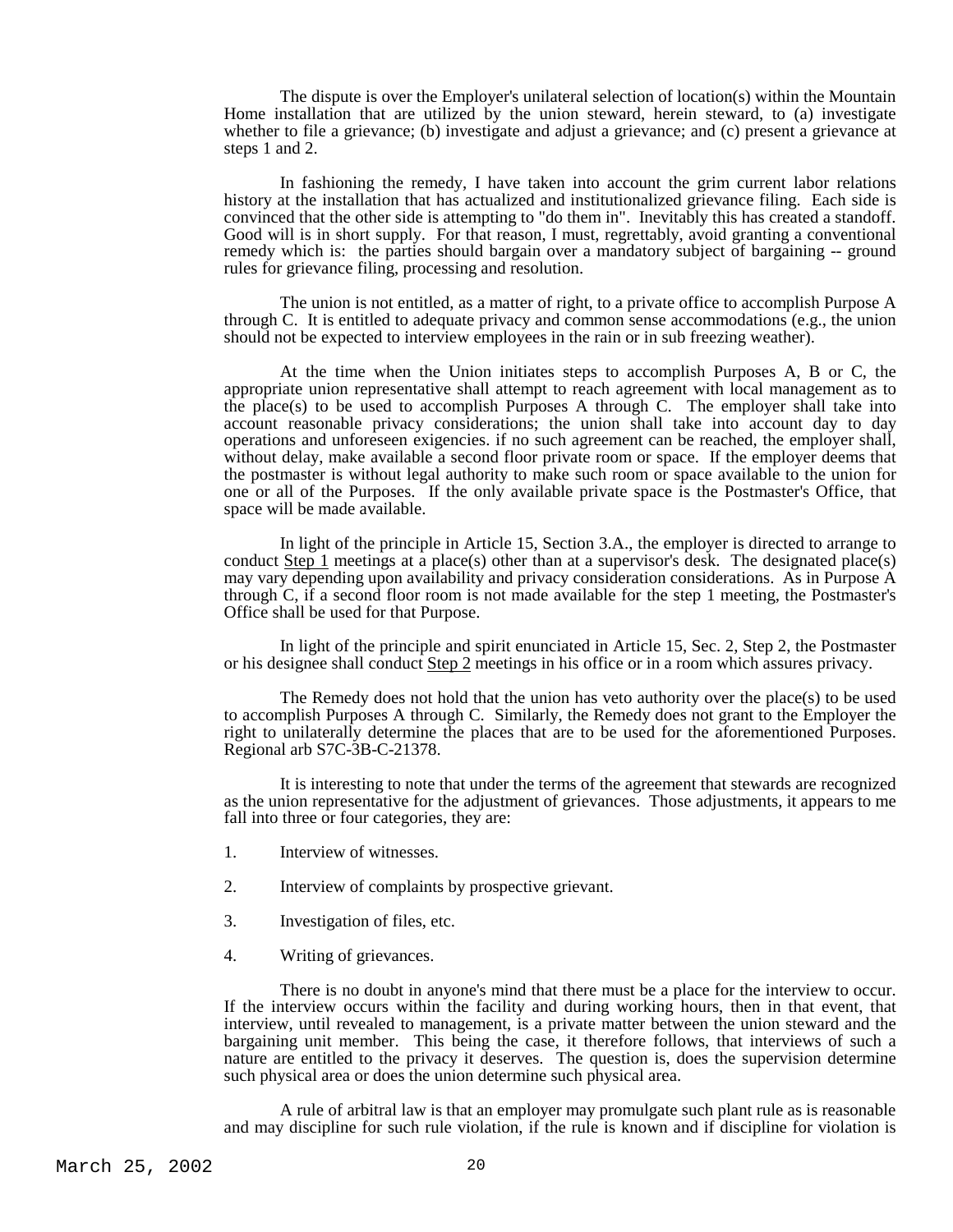The dispute is over the Employer's unilateral selection of location(s) within the Mountain Home installation that are utilized by the union steward, herein steward, to (a) investigate whether to file a grievance; (b) investigate and adjust a grievance; and (c) present a grievance at steps 1 and 2.

In fashioning the remedy, I have taken into account the grim current labor relations history at the installation that has actualized and institutionalized grievance filing. Each side is convinced that the other side is attempting to "do them in". Inevitably this has created a standoff. Good will is in short supply. For that reason, I must, regrettably, avoid granting a conventional remedy which is: the parties should bargain over a mandatory subject of bargaining -- ground rules for grievance filing, processing and resolution.

The union is not entitled, as a matter of right, to a private office to accomplish Purpose A through C. It is entitled to adequate privacy and common sense accommodations (e.g., the union should not be expected to interview employees in the rain or in sub freezing weather).

At the time when the Union initiates steps to accomplish Purposes A, B or C, the appropriate union representative shall attempt to reach agreement with local management as to the place(s) to be used to accomplish Purposes A through C. The employer shall take into account reasonable privacy considerations; the union shall take into account day to day operations and unforeseen exigencies. if no such agreement can be reached, the employer shall, without delay, make available a second floor private room or space. If the employer deems that the postmaster is without legal authority to make such room or space available to the union for one or all of the Purposes. If the only available private space is the Postmaster's Office, that space will be made available.

In light of the principle in Article 15, Section 3.A., the employer is directed to arrange to conduct Step 1 meetings at a place(s) other than at a supervisor's desk. The designated place(s) may vary depending upon availability and privacy consideration considerations. As in Purpose A through C, if a second floor room is not made available for the step 1 meeting, the Postmaster's Office shall be used for that Purpose.

In light of the principle and spirit enunciated in Article 15, Sec. 2, Step 2, the Postmaster or his designee shall conduct Step 2 meetings in his office or in a room which assures privacy.

The Remedy does not hold that the union has veto authority over the place(s) to be used to accomplish Purposes A through C. Similarly, the Remedy does not grant to the Employer the right to unilaterally determine the places that are to be used for the aforementioned Purposes. Regional arb S7C-3B-C-21378.

It is interesting to note that under the terms of the agreement that stewards are recognized as the union representative for the adjustment of grievances. Those adjustments, it appears to me fall into three or four categories, they are:

1. Interview of witnesses.
2. Interview of complaints by prospective grievant.
3. Investigation of files, etc.
4. Writing of grievances.

There is no doubt in anyone's mind that there must be a place for the interview to occur. If the interview occurs within the facility and during working hours, then in that event, that interview, until revealed to management, is a private matter between the union steward and the bargaining unit member. This being the case, it therefore follows, that interviews of such a nature are entitled to the privacy it deserves. The question is, does the supervision determine such physical area or does the union determine such physical area.

A rule of arbitral law is that an employer may promulgate such plant rule as is reasonable and may discipline for such rule violation, if the rule is known and if discipline for violation is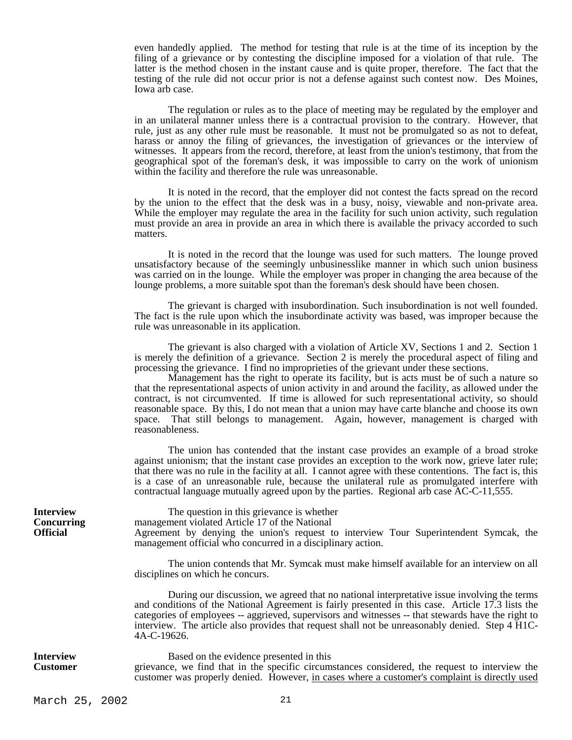even handedly applied. The method for testing that rule is at the time of its inception by the filing of a grievance or by contesting the discipline imposed for a violation of that rule. The latter is the method chosen in the instant cause and is quite proper, therefore. The fact that the testing of the rule did not occur prior is not a defense against such contest now. Des Moines, Iowa arb case.

The regulation or rules as to the place of meeting may be regulated by the employer and in an unilateral manner unless there is a contractual provision to the contrary. However, that rule, just as any other rule must be reasonable. It must not be promulgated so as not to defeat, harass or annoy the filing of grievances, the investigation of grievances or the interview of witnesses. It appears from the record, therefore, at least from the union's testimony, that from the geographical spot of the foreman's desk, it was impossible to carry on the work of unionism within the facility and therefore the rule was unreasonable.

It is noted in the record, that the employer did not contest the facts spread on the record by the union to the effect that the desk was in a busy, noisy, viewable and non-private area. While the employer may regulate the area in the facility for such union activity, such regulation must provide an area in provide an area in which there is available the privacy accorded to such matters.

It is noted in the record that the lounge was used for such matters. The lounge proved unsatisfactory because of the seemingly unbusinesslike manner in which such union business was carried on in the lounge. While the employer was proper in changing the area because of the lounge problems, a more suitable spot than the foreman's desk should have been chosen.

The grievant is charged with insubordination. Such insubordination is not well founded. The fact is the rule upon which the insubordinate activity was based, was improper because the rule was unreasonable in its application.

The grievant is also charged with a violation of Article XV, Sections 1 and 2. Section 1 is merely the definition of a grievance. Section 2 is merely the procedural aspect of filing and processing the grievance. I find no improprieties of the grievant under these sections.

Management has the right to operate its facility, but is acts must be of such a nature so that the representational aspects of union activity in and around the facility, as allowed under the contract, is not circumvented. If time is allowed for such representational activity, so should reasonable space. By this, I do not mean that a union may have carte blanche and choose its own space. That still belongs to management. Again, however, management is charged with reasonableness.

The union has contended that the instant case provides an example of a broad stroke against unionism; that the instant case provides an exception to the work now, grieve later rule; that there was no rule in the facility at all. I cannot agree with these contentions. The fact is, this is a case of an unreasonable rule, because the unilateral rule as promulgated interfere with contractual language mutually agreed upon by the parties. Regional arb case AC-C-11,555.

**Interview Concurring Official**

The question in this grievance is whether management violated Article 17 of the National Agreement by denying the union's request to interview Tour Superintendent Symcak, the management official who concurred in a disciplinary action.

The union contends that Mr. Symcak must make himself available for an interview on all disciplines on which he concurs.

During our discussion, we agreed that no national interpretative issue involving the terms and conditions of the National Agreement is fairly presented in this case. Article 17.3 lists the categories of employees -- aggrieved, supervisors and witnesses -- that stewards have the right to interview. The article also provides that request shall not be unreasonably denied. Step 4 H1C-4A-C-19626.

**Interview Customer**

Based on the evidence presented in this grievance, we find that in the specific circumstances considered, the request to interview the customer was properly denied. However, <u>in cases where a customer's complaint is directly used</u>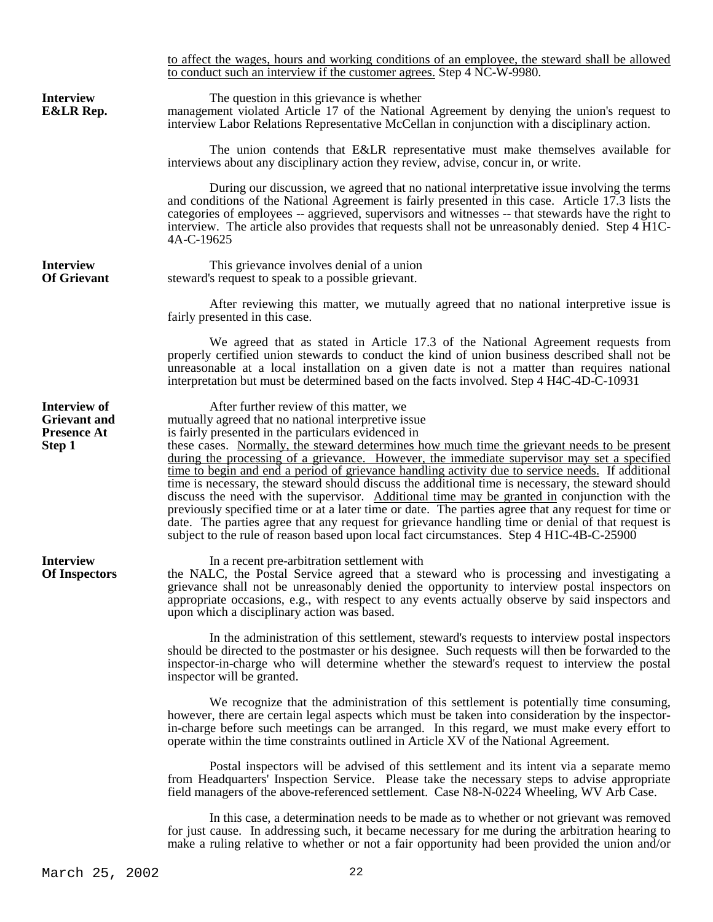to affect the wages, hours and working conditions of an employee, the steward shall be allowed to conduct such an interview if the customer agrees. Step 4 NC-W-9980.

**Interview E&LR Rep.**

The question in this grievance is whether management violated Article 17 of the National Agreement by denying the union's request to interview Labor Relations Representative McCellan in conjunction with a disciplinary action.

The union contends that E&LR representative must make themselves available for interviews about any disciplinary action they review, advise, concur in, or write.

During our discussion, we agreed that no national interpretative issue involving the terms and conditions of the National Agreement is fairly presented in this case. Article 17.3 lists the categories of employees -- aggrieved, supervisors and witnesses -- that stewards have the right to interview. The article also provides that requests shall not be unreasonably denied. Step 4 H1C-4A-C-19625

**Interview Of Grievant**

This grievance involves denial of a union steward's request to speak to a possible grievant.

After reviewing this matter, we mutually agreed that no national interpretive issue is fairly presented in this case.

We agreed that as stated in Article 17.3 of the National Agreement requests from properly certified union stewards to conduct the kind of union business described shall not be unreasonable at a local installation on a given date is not a matter than requires national interpretation but must be determined based on the facts involved. Step 4 H4C-4D-C-10931

**Interview of Grievant and Presence At Step 1**

After further review of this matter, we mutually agreed that no national interpretive issue is fairly presented in the particulars evidenced in these cases. Normally, the steward determines how much time the grievant needs to be present during the processing of a grievance. However, the immediate supervisor may set a specified time to begin and end a period of grievance handling activity due to service needs. If additional time is necessary, the steward should discuss the additional time is necessary, the steward should discuss the need with the supervisor. Additional time may be granted in conjunction with the previously specified time or at a later time or date. The parties agree that any request for time or date. The parties agree that any request for grievance handling time or denial of that request is subject to the rule of reason based upon local fact circumstances. Step 4 H1C-4B-C-25900

**Interview Of Inspectors**

In a recent pre-arbitration settlement with the NALC, the Postal Service agreed that a steward who is processing and investigating a grievance shall not be unreasonably denied the opportunity to interview postal inspectors on appropriate occasions, e.g., with respect to any events actually observe by said inspectors and upon which a disciplinary action was based.

In the administration of this settlement, steward's requests to interview postal inspectors should be directed to the postmaster or his designee. Such requests will then be forwarded to the inspector-in-charge who will determine whether the steward's request to interview the postal inspector will be granted.

We recognize that the administration of this settlement is potentially time consuming, however, there are certain legal aspects which must be taken into consideration by the inspector-in-charge before such meetings can be arranged. In this regard, we must make every effort to operate within the time constraints outlined in Article XV of the National Agreement.

Postal inspectors will be advised of this settlement and its intent via a separate memo from Headquarters' Inspection Service. Please take the necessary steps to advise appropriate field managers of the above-referenced settlement. Case N8-N-0224 Wheeling, WV Arb Case.

In this case, a determination needs to be made as to whether or not grievant was removed for just cause. In addressing such, it became necessary for me during the arbitration hearing to make a ruling relative to whether or not a fair opportunity had been provided the union and/or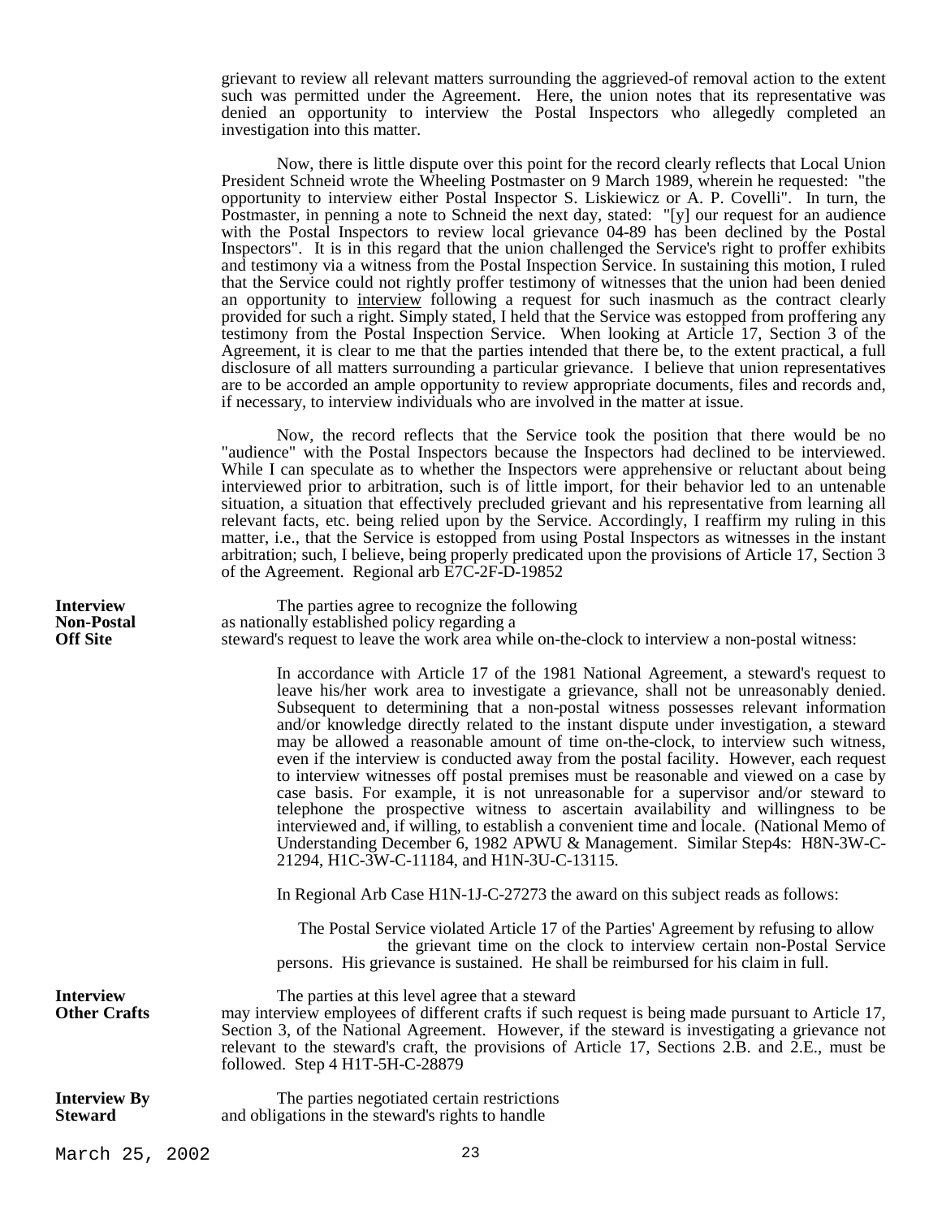grievant to review all relevant matters surrounding the aggrieved-of removal action to the extent such was permitted under the Agreement. Here, the union notes that its representative was denied an opportunity to interview the Postal Inspectors who allegedly completed an investigation into this matter.

Now, there is little dispute over this point for the record clearly reflects that Local Union President Schneid wrote the Wheeling Postmaster on 9 March 1989, wherein he requested: "the opportunity to interview either Postal Inspector S. Liskiewicz or A. P. Covelli". In turn, the Postmaster, in penning a note to Schneid the next day, stated: "[y] our request for an audience with the Postal Inspectors to review local grievance 04-89 has been declined by the Postal Inspectors". It is in this regard that the union challenged the Service's right to proffer exhibits and testimony via a witness from the Postal Inspection Service. In sustaining this motion, I ruled that the Service could not rightly proffer testimony of witnesses that the union had been denied an opportunity to <u>interview</u> following a request for such inasmuch as the contract clearly provided for such a right. Simply stated, I held that the Service was estopped from proffering any testimony from the Postal Inspection Service. When looking at Article 17, Section 3 of the Agreement, it is clear to me that the parties intended that there be, to the extent practical, a full disclosure of all matters surrounding a particular grievance. I believe that union representatives are to be accorded an ample opportunity to review appropriate documents, files and records and, if necessary, to interview individuals who are involved in the matter at issue.

Now, the record reflects that the Service took the position that there would be no "audience" with the Postal Inspectors because the Inspectors had declined to be interviewed. While I can speculate as to whether the Inspectors were apprehensive or reluctant about being interviewed prior to arbitration, such is of little import, for their behavior led to an untenable situation, a situation that effectively precluded grievant and his representative from learning all relevant facts, etc. being relied upon by the Service. Accordingly, I reaffirm my ruling in this matter, i.e., that the Service is estopped from using Postal Inspectors as witnesses in the instant arbitration; such, I believe, being properly predicated upon the provisions of Article 17, Section 3 of the Agreement. Regional arb E7C-2F-D-19852

**Interview Non-Postal Off Site**

The parties agree to recognize the following as nationally established policy regarding a steward's request to leave the work area while on-the-clock to interview a non-postal witness:

> In accordance with Article 17 of the 1981 National Agreement, a steward's request to leave his/her work area to investigate a grievance, shall not be unreasonably denied. Subsequent to determining that a non-postal witness possesses relevant information and/or knowledge directly related to the instant dispute under investigation, a steward may be allowed a reasonable amount of time on-the-clock, to interview such witness, even if the interview is conducted away from the postal facility. However, each request to interview witnesses off postal premises must be reasonable and viewed on a case by case basis. For example, it is not unreasonable for a supervisor and/or steward to telephone the prospective witness to ascertain availability and willingness to be interviewed and, if willing, to establish a convenient time and locale. (National Memo of Understanding December 6, 1982 APWU & Management. Similar Step4s: H8N-3W-C-21294, H1C-3W-C-11184, and H1N-3U-C-13115.
>
> In Regional Arb Case H1N-1J-C-27273 the award on this subject reads as follows:
>
> > The Postal Service violated Article 17 of the Parties' Agreement by refusing to allow the grievant time on the clock to interview certain non-Postal Service persons. His grievance is sustained. He shall be reimbursed for his claim in full.

**Interview Other Crafts**

The parties at this level agree that a steward may interview employees of different crafts if such request is being made pursuant to Article 17, Section 3, of the National Agreement. However, if the steward is investigating a grievance not relevant to the steward's craft, the provisions of Article 17, Sections 2.B. and 2.E., must be followed. Step 4 H1T-5H-C-28879

**Interview By Steward**

The parties negotiated certain restrictions and obligations in the steward's rights to handle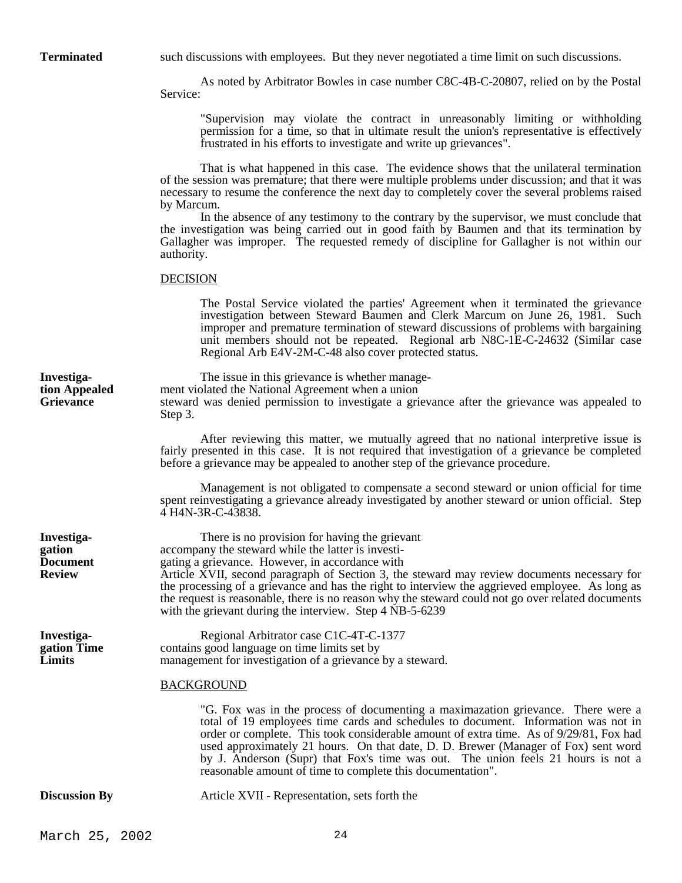**Terminated**

such discussions with employees. But they never negotiated a time limit on such discussions.

As noted by Arbitrator Bowles in case number C8C-4B-C-20807, relied on by the Postal Service:

> "Supervision may violate the contract in unreasonably limiting or withholding permission for a time, so that in ultimate result the union's representative is effectively frustrated in his efforts to investigate and write up grievances".

That is what happened in this case. The evidence shows that the unilateral termination of the session was premature; that there were multiple problems under discussion; and that it was necessary to resume the conference the next day to completely cover the several problems raised by Marcum.

In the absence of any testimony to the contrary by the supervisor, we must conclude that the investigation was being carried out in good faith by Baumen and that its termination by Gallagher was improper. The requested remedy of discipline for Gallagher is not within our authority.

DECISION

> The Postal Service violated the parties' Agreement when it terminated the grievance investigation between Steward Baumen and Clerk Marcum on June 26, 1981. Such improper and premature termination of steward discussions of problems with bargaining unit members should not be repeated. Regional arb N8C-1E-C-24632 (Similar case Regional Arb E4V-2M-C-48 also cover protected status.

**Investigation Appealed Grievance**

The issue in this grievance is whether management violated the National Agreement when a union steward was denied permission to investigate a grievance after the grievance was appealed to Step 3.

After reviewing this matter, we mutually agreed that no national interpretive issue is fairly presented in this case. It is not required that investigation of a grievance be completed before a grievance may be appealed to another step of the grievance procedure.

Management is not obligated to compensate a second steward or union official for time spent reinvestigating a grievance already investigated by another steward or union official. Step 4 H4N-3R-C-43838.

**Investigation Document Review**

There is no provision for having the grievant accompany the steward while the latter is investigating a grievance. However, in accordance with Article XVII, second paragraph of Section 3, the steward may review documents necessary for the processing of a grievance and has the right to interview the aggrieved employee. As long as the request is reasonable, there is no reason why the steward could not go over related documents with the grievant during the interview. Step 4 NB-5-6239

**Investigation Time Limits**

Regional Arbitrator case C1C-4T-C-1377 contains good language on time limits set by management for investigation of a grievance by a steward.

BACKGROUND

> "G. Fox was in the process of documenting a maximazation grievance. There were a total of 19 employees time cards and schedules to document. Information was not in order or complete. This took considerable amount of extra time. As of 9/29/81, Fox had used approximately 21 hours. On that date, D. D. Brewer (Manager of Fox) sent word by J. Anderson (Supr) that Fox's time was out. The union feels 21 hours is not a reasonable amount of time to complete this documentation".

**Discussion By**

Article XVII - Representation, sets forth the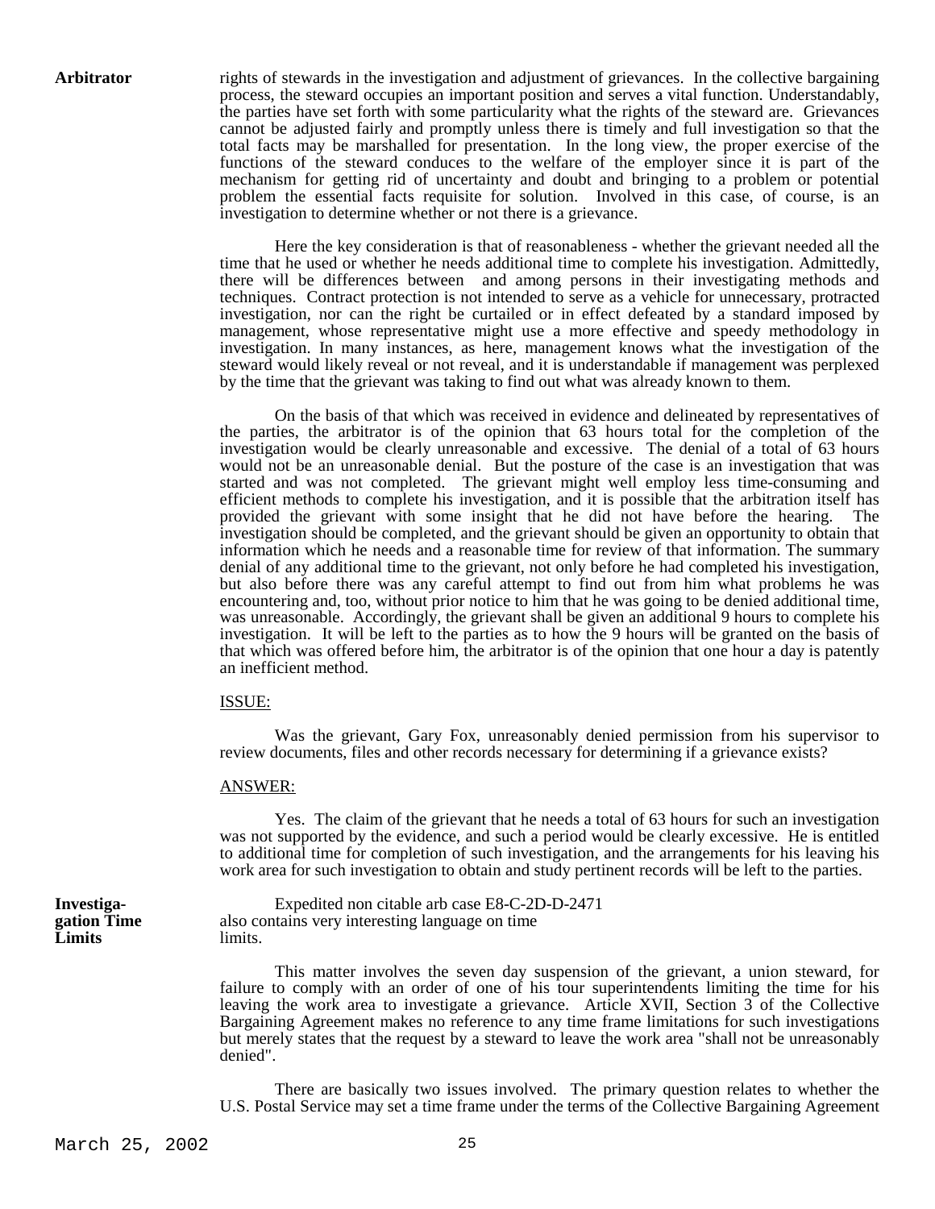**Arbitrator**

rights of stewards in the investigation and adjustment of grievances. In the collective bargaining process, the steward occupies an important position and serves a vital function. Understandably, the parties have set forth with some particularity what the rights of the steward are. Grievances cannot be adjusted fairly and promptly unless there is timely and full investigation so that the total facts may be marshalled for presentation. In the long view, the proper exercise of the functions of the steward conduces to the welfare of the employer since it is part of the mechanism for getting rid of uncertainty and doubt and bringing to a problem or potential problem the essential facts requisite for solution. Involved in this case, of course, is an investigation to determine whether or not there is a grievance.

Here the key consideration is that of reasonableness - whether the grievant needed all the time that he used or whether he needs additional time to complete his investigation. Admittedly, there will be differences between and among persons in their investigating methods and techniques. Contract protection is not intended to serve as a vehicle for unnecessary, protracted investigation, nor can the right be curtailed or in effect defeated by a standard imposed by management, whose representative might use a more effective and speedy methodology in investigation. In many instances, as here, management knows what the investigation of the steward would likely reveal or not reveal, and it is understandable if management was perplexed by the time that the grievant was taking to find out what was already known to them.

On the basis of that which was received in evidence and delineated by representatives of the parties, the arbitrator is of the opinion that 63 hours total for the completion of the investigation would be clearly unreasonable and excessive. The denial of a total of 63 hours would not be an unreasonable denial. But the posture of the case is an investigation that was started and was not completed. The grievant might well employ less time-consuming and efficient methods to complete his investigation, and it is possible that the arbitration itself has provided the grievant with some insight that he did not have before the hearing. The investigation should be completed, and the grievant should be given an opportunity to obtain that information which he needs and a reasonable time for review of that information. The summary denial of any additional time to the grievant, not only before he had completed his investigation, but also before there was any careful attempt to find out from him what problems he was encountering and, too, without prior notice to him that he was going to be denied additional time, was unreasonable. Accordingly, the grievant shall be given an additional 9 hours to complete his investigation. It will be left to the parties as to how the 9 hours will be granted on the basis of that which was offered before him, the arbitrator is of the opinion that one hour a day is patently an inefficient method.

<u>ISSUE:</u>

Was the grievant, Gary Fox, unreasonably denied permission from his supervisor to review documents, files and other records necessary for determining if a grievance exists?

<u>ANSWER:</u>

Yes. The claim of the grievant that he needs a total of 63 hours for such an investigation was not supported by the evidence, and such a period would be clearly excessive. He is entitled to additional time for completion of such investigation, and the arrangements for his leaving his work area for such investigation to obtain and study pertinent records will be left to the parties.

**Investigation Time Limits**

Expedited non citable arb case E8-C-2D-D-2471 also contains very interesting language on time limits.

This matter involves the seven day suspension of the grievant, a union steward, for failure to comply with an order of one of his tour superintendents limiting the time for his leaving the work area to investigate a grievance. Article XVII, Section 3 of the Collective Bargaining Agreement makes no reference to any time frame limitations for such investigations but merely states that the request by a steward to leave the work area "shall not be unreasonably denied".

There are basically two issues involved. The primary question relates to whether the U.S. Postal Service may set a time frame under the terms of the Collective Bargaining Agreement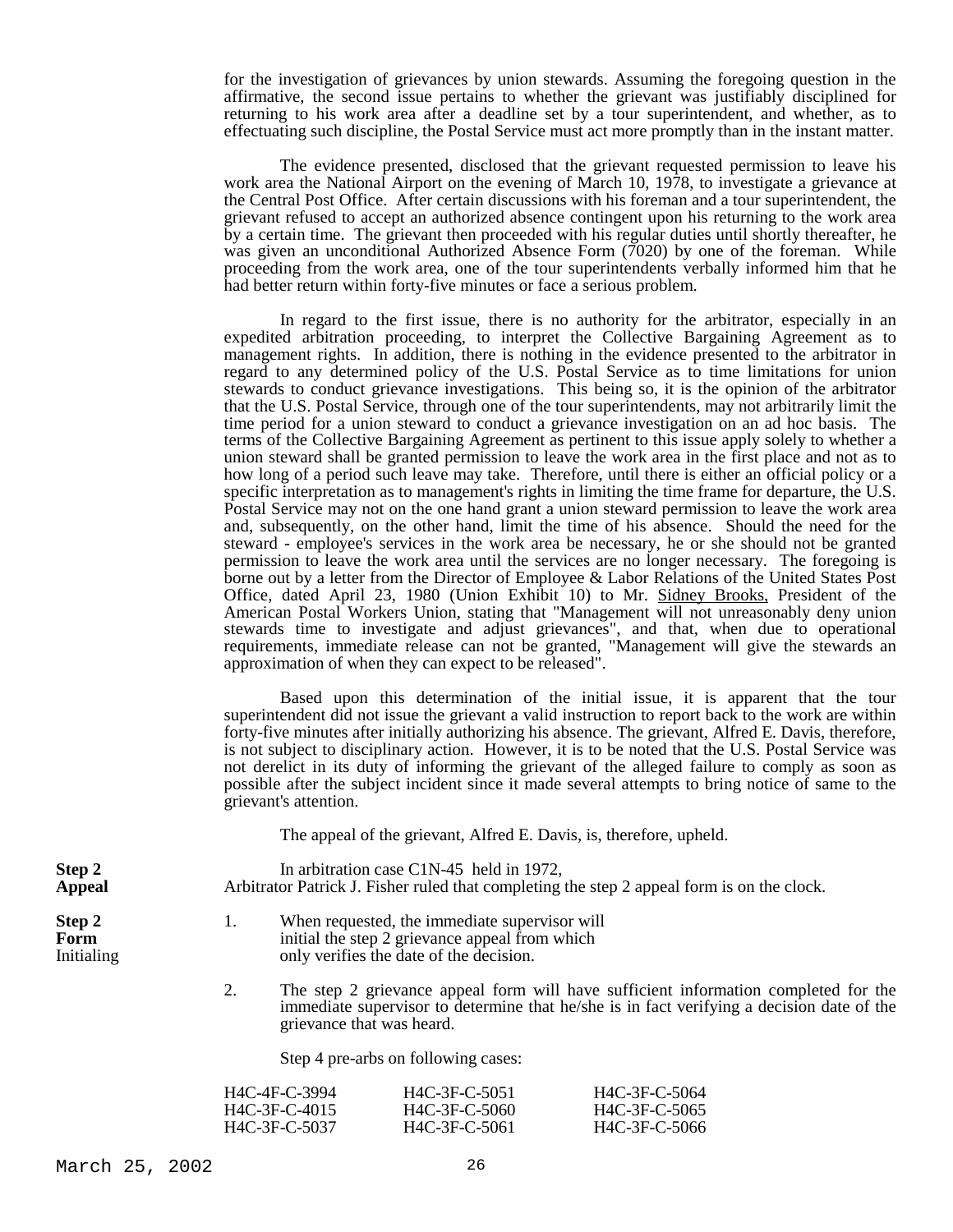for the investigation of grievances by union stewards. Assuming the foregoing question in the affirmative, the second issue pertains to whether the grievant was justifiably disciplined for returning to his work area after a deadline set by a tour superintendent, and whether, as to effectuating such discipline, the Postal Service must act more promptly than in the instant matter.

The evidence presented, disclosed that the grievant requested permission to leave his work area the National Airport on the evening of March 10, 1978, to investigate a grievance at the Central Post Office. After certain discussions with his foreman and a tour superintendent, the grievant refused to accept an authorized absence contingent upon his returning to the work area by a certain time. The grievant then proceeded with his regular duties until shortly thereafter, he was given an unconditional Authorized Absence Form (7020) by one of the foreman. While proceeding from the work area, one of the tour superintendents verbally informed him that he had better return within forty-five minutes or face a serious problem.

In regard to the first issue, there is no authority for the arbitrator, especially in an expedited arbitration proceeding, to interpret the Collective Bargaining Agreement as to management rights. In addition, there is nothing in the evidence presented to the arbitrator in regard to any determined policy of the U.S. Postal Service as to time limitations for union stewards to conduct grievance investigations. This being so, it is the opinion of the arbitrator that the U.S. Postal Service, through one of the tour superintendents, may not arbitrarily limit the time period for a union steward to conduct a grievance investigation on an ad hoc basis. The terms of the Collective Bargaining Agreement as pertinent to this issue apply solely to whether a union steward shall be granted permission to leave the work area in the first place and not as to how long of a period such leave may take. Therefore, until there is either an official policy or a specific interpretation as to management's rights in limiting the time frame for departure, the U.S. Postal Service may not on the one hand grant a union steward permission to leave the work area and, subsequently, on the other hand, limit the time of his absence. Should the need for the steward - employee's services in the work area be necessary, he or she should not be granted permission to leave the work area until the services are no longer necessary. The foregoing is borne out by a letter from the Director of Employee & Labor Relations of the United States Post Office, dated April 23, 1980 (Union Exhibit 10) to Mr. Sidney Brooks, President of the American Postal Workers Union, stating that "Management will not unreasonably deny union stewards time to investigate and adjust grievances", and that, when due to operational requirements, immediate release can not be granted, "Management will give the stewards an approximation of when they can expect to be released".

Based upon this determination of the initial issue, it is apparent that the tour superintendent did not issue the grievant a valid instruction to report back to the work are within forty-five minutes after initially authorizing his absence. The grievant, Alfred E. Davis, therefore, is not subject to disciplinary action. However, it is to be noted that the U.S. Postal Service was not derelict in its duty of informing the grievant of the alleged failure to comply as soon as possible after the subject incident since it made several attempts to bring notice of same to the grievant's attention.

The appeal of the grievant, Alfred E. Davis, is, therefore, upheld.

**Step 2 Appeal**

In arbitration case C1N-45 held in 1972, Arbitrator Patrick J. Fisher ruled that completing the step 2 appeal form is on the clock.

**Step 2 Form** Initialing

1. When requested, the immediate supervisor will initial the step 2 grievance appeal from which only verifies the date of the decision.

2. The step 2 grievance appeal form will have sufficient information completed for the immediate supervisor to determine that he/she is in fact verifying a decision date of the grievance that was heard.

Step 4 pre-arbs on following cases:

| | | |
|---|---|---|
| H4C-4F-C-3994 | H4C-3F-C-5051 | H4C-3F-C-5064 |
| H4C-3F-C-4015 | H4C-3F-C-5060 | H4C-3F-C-5065 |
| H4C-3F-C-5037 | H4C-3F-C-5061 | H4C-3F-C-5066 |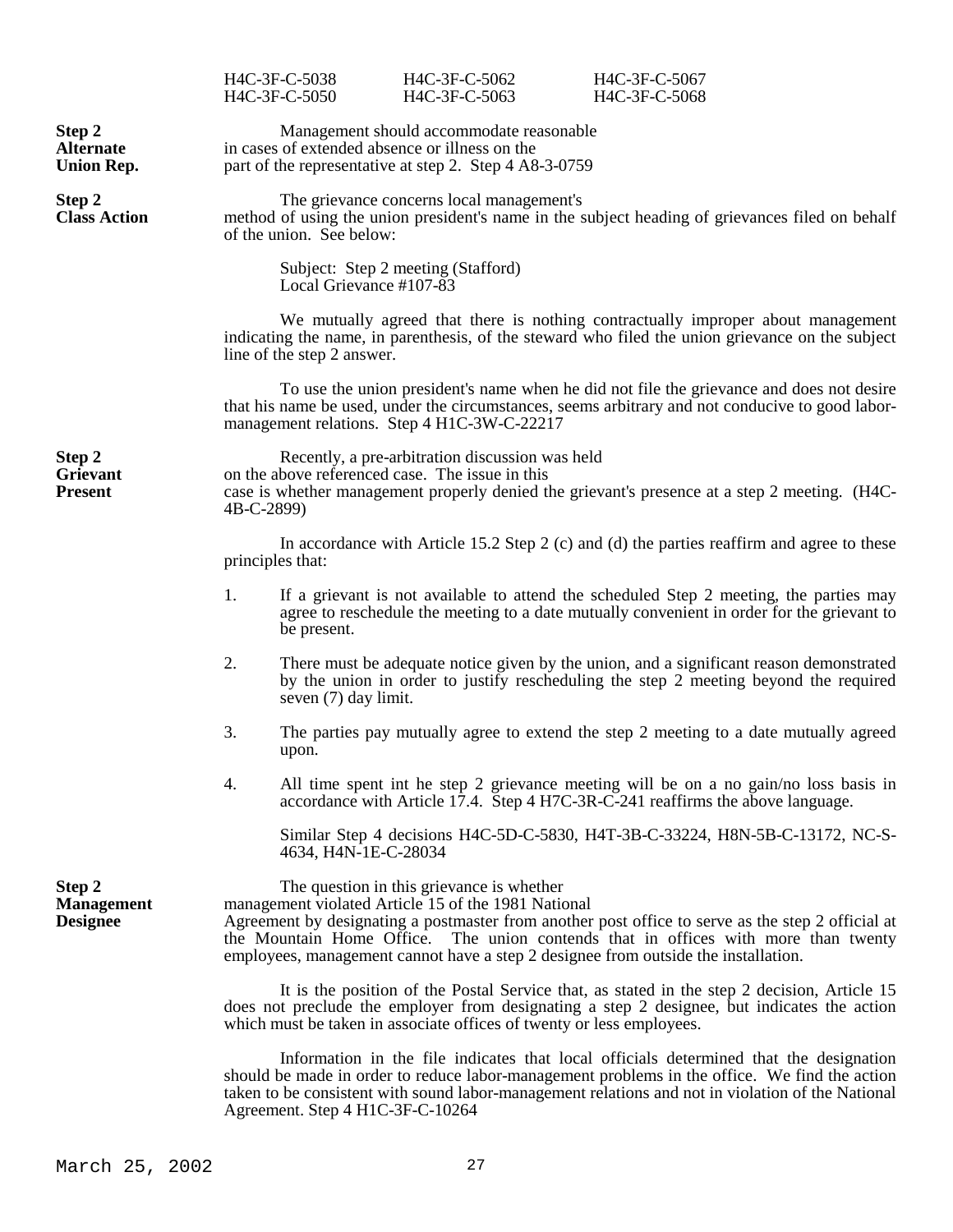H4C-3F-C-5038 H4C-3F-C-5062 H4C-3F-C-5067
H4C-3F-C-5050 H4C-3F-C-5063 H4C-3F-C-5068

**Step 2 Alternate Union Rep.**

Management should accommodate reasonable in cases of extended absence or illness on the part of the representative at step 2. Step 4 A8-3-0759

**Step 2 Class Action**

The grievance concerns local management's method of using the union president's name in the subject heading of grievances filed on behalf of the union. See below:

Subject: Step 2 meeting (Stafford)
Local Grievance #107-83

We mutually agreed that there is nothing contractually improper about management indicating the name, in parenthesis, of the steward who filed the union grievance on the subject line of the step 2 answer.

To use the union president's name when he did not file the grievance and does not desire that his name be used, under the circumstances, seems arbitrary and not conducive to good labor-management relations. Step 4 H1C-3W-C-22217

**Step 2 Grievant Present**

Recently, a pre-arbitration discussion was held on the above referenced case. The issue in this case is whether management properly denied the grievant's presence at a step 2 meeting. (H4C-4B-C-2899)

In accordance with Article 15.2 Step 2 (c) and (d) the parties reaffirm and agree to these principles that:

1. If a grievant is not available to attend the scheduled Step 2 meeting, the parties may agree to reschedule the meeting to a date mutually convenient in order for the grievant to be present.

2. There must be adequate notice given by the union, and a significant reason demonstrated by the union in order to justify rescheduling the step 2 meeting beyond the required seven (7) day limit.

3. The parties pay mutually agree to extend the step 2 meeting to a date mutually agreed upon.

4. All time spent int he step 2 grievance meeting will be on a no gain/no loss basis in accordance with Article 17.4. Step 4 H7C-3R-C-241 reaffirms the above language.

Similar Step 4 decisions H4C-5D-C-5830, H4T-3B-C-33224, H8N-5B-C-13172, NC-S-4634, H4N-1E-C-28034

**Step 2 Management Designee**

The question in this grievance is whether management violated Article 15 of the 1981 National Agreement by designating a postmaster from another post office to serve as the step 2 official at the Mountain Home Office. The union contends that in offices with more than twenty employees, management cannot have a step 2 designee from outside the installation.

It is the position of the Postal Service that, as stated in the step 2 decision, Article 15 does not preclude the employer from designating a step 2 designee, but indicates the action which must be taken in associate offices of twenty or less employees.

Information in the file indicates that local officials determined that the designation should be made in order to reduce labor-management problems in the office. We find the action taken to be consistent with sound labor-management relations and not in violation of the National Agreement. Step 4 H1C-3F-C-10264

March 25, 2002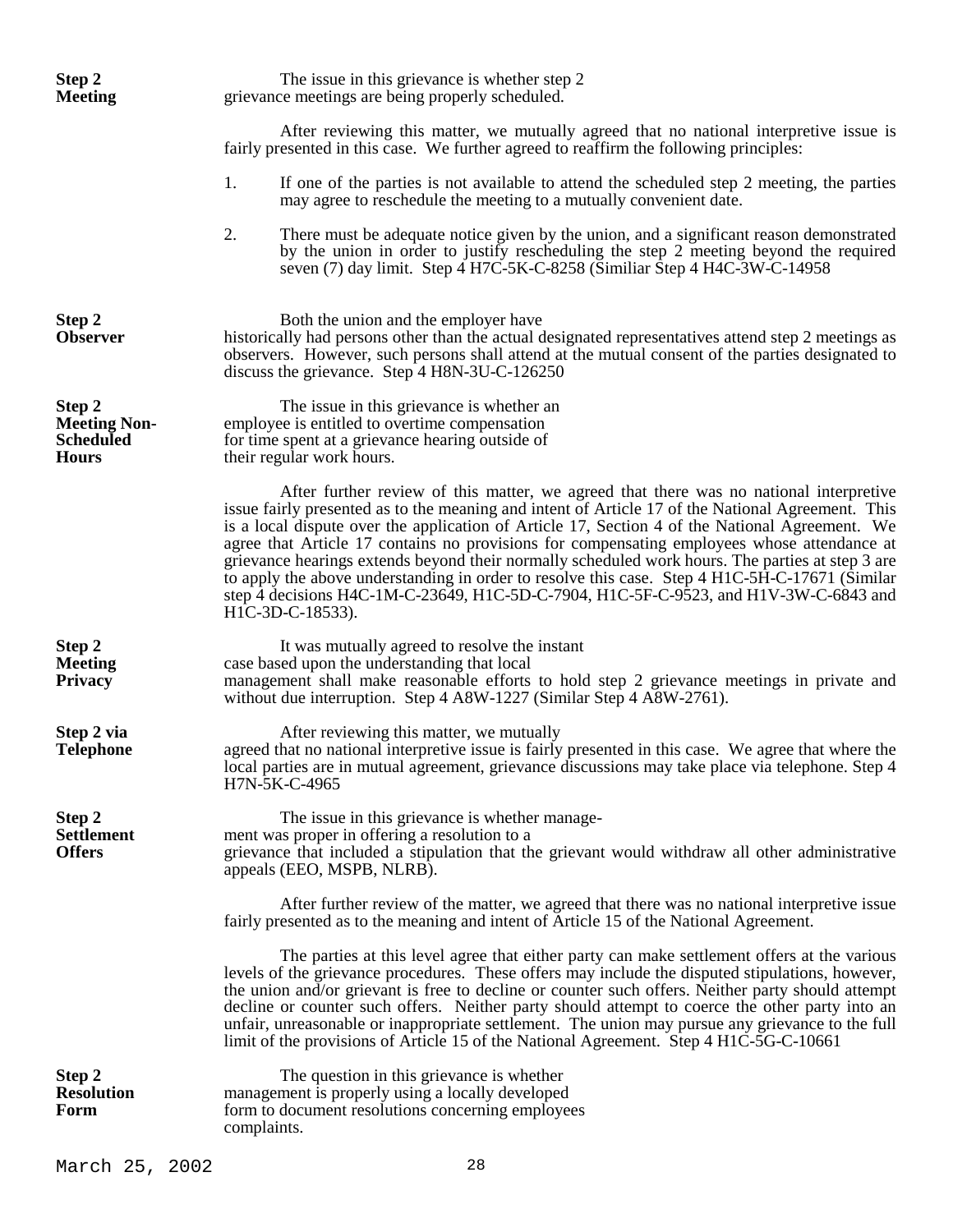**Step 2 Meeting**

The issue in this grievance is whether step 2 grievance meetings are being properly scheduled.

After reviewing this matter, we mutually agreed that no national interpretive issue is fairly presented in this case. We further agreed to reaffirm the following principles:

1. If one of the parties is not available to attend the scheduled step 2 meeting, the parties may agree to reschedule the meeting to a mutually convenient date.

2. There must be adequate notice given by the union, and a significant reason demonstrated by the union in order to justify rescheduling the step 2 meeting beyond the required seven (7) day limit. Step 4 H7C-5K-C-8258 (Similiar Step 4 H4C-3W-C-14958

**Step 2 Observer**

Both the union and the employer have historically had persons other than the actual designated representatives attend step 2 meetings as observers. However, such persons shall attend at the mutual consent of the parties designated to discuss the grievance. Step 4 H8N-3U-C-126250

**Step 2 Meeting Non-Scheduled Hours**

The issue in this grievance is whether an employee is entitled to overtime compensation for time spent at a grievance hearing outside of their regular work hours.

After further review of this matter, we agreed that there was no national interpretive issue fairly presented as to the meaning and intent of Article 17 of the National Agreement. This is a local dispute over the application of Article 17, Section 4 of the National Agreement. We agree that Article 17 contains no provisions for compensating employees whose attendance at grievance hearings extends beyond their normally scheduled work hours. The parties at step 3 are to apply the above understanding in order to resolve this case. Step 4 H1C-5H-C-17671 (Similar step 4 decisions H4C-1M-C-23649, H1C-5D-C-7904, H1C-5F-C-9523, and H1V-3W-C-6843 and H1C-3D-C-18533).

**Step 2 Meeting Privacy**

It was mutually agreed to resolve the instant case based upon the understanding that local management shall make reasonable efforts to hold step 2 grievance meetings in private and without due interruption. Step 4 A8W-1227 (Similar Step 4 A8W-2761).

**Step 2 via Telephone**

After reviewing this matter, we mutually agreed that no national interpretive issue is fairly presented in this case. We agree that where the local parties are in mutual agreement, grievance discussions may take place via telephone. Step 4 H7N-5K-C-4965

**Step 2 Settlement Offers**

The issue in this grievance is whether management was proper in offering a resolution to a grievance that included a stipulation that the grievant would withdraw all other administrative appeals (EEO, MSPB, NLRB).

After further review of the matter, we agreed that there was no national interpretive issue fairly presented as to the meaning and intent of Article 15 of the National Agreement.

The parties at this level agree that either party can make settlement offers at the various levels of the grievance procedures. These offers may include the disputed stipulations, however, the union and/or grievant is free to decline or counter such offers. Neither party should attempt decline or counter such offers. Neither party should attempt to coerce the other party into an unfair, unreasonable or inappropriate settlement. The union may pursue any grievance to the full limit of the provisions of Article 15 of the National Agreement. Step 4 H1C-5G-C-10661

**Step 2 Resolution Form**

The question in this grievance is whether management is properly using a locally developed form to document resolutions concerning employees complaints.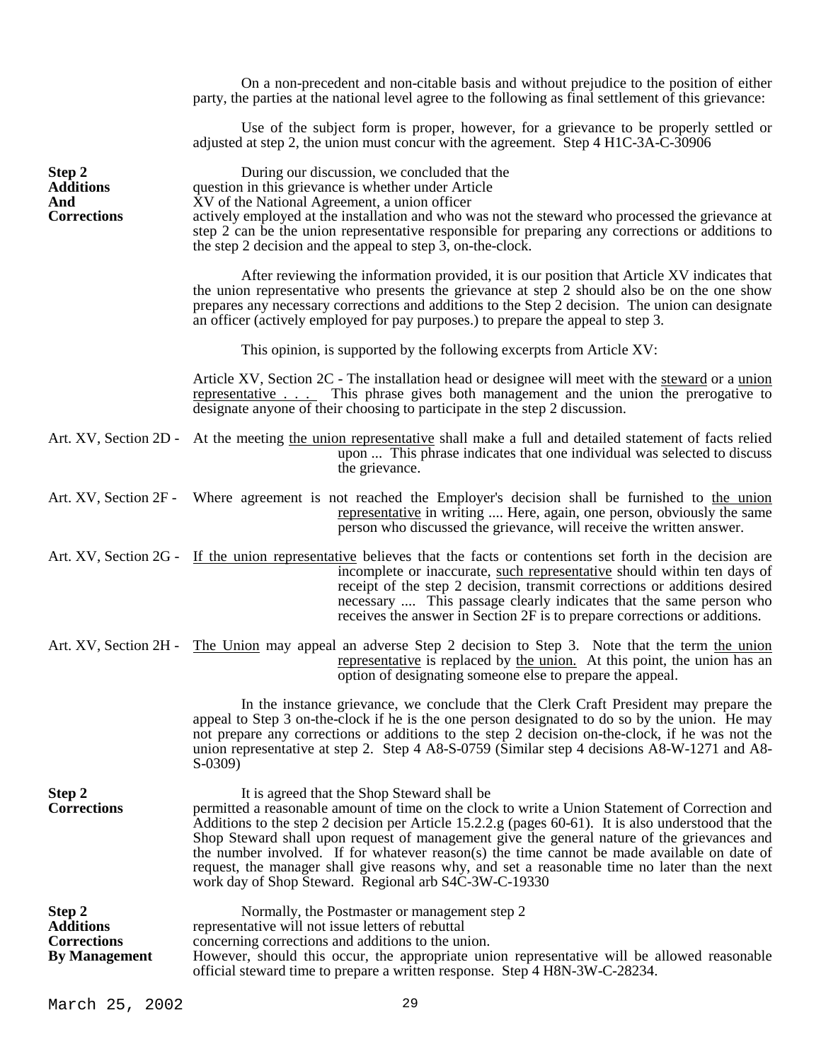On a non-precedent and non-citable basis and without prejudice to the position of either party, the parties at the national level agree to the following as final settlement of this grievance:

Use of the subject form is proper, however, for a grievance to be properly settled or adjusted at step 2, the union must concur with the agreement. Step 4 H1C-3A-C-30906

**Step 2 Additions And Corrections**

During our discussion, we concluded that the question in this grievance is whether under Article XV of the National Agreement, a union officer actively employed at the installation and who was not the steward who processed the grievance at step 2 can be the union representative responsible for preparing any corrections or additions to the step 2 decision and the appeal to step 3, on-the-clock.

After reviewing the information provided, it is our position that Article XV indicates that the union representative who presents the grievance at step 2 should also be on the one show prepares any necessary corrections and additions to the Step 2 decision. The union can designate an officer (actively employed for pay purposes.) to prepare the appeal to step 3.

This opinion, is supported by the following excerpts from Article XV:

Article XV, Section 2C - The installation head or designee will meet with the steward or a union representative . . . This phrase gives both management and the union the prerogative to designate anyone of their choosing to participate in the step 2 discussion.

Art. XV, Section 2D - At the meeting the union representative shall make a full and detailed statement of facts relied upon ... This phrase indicates that one individual was selected to discuss the grievance.

Art. XV, Section 2F - Where agreement is not reached the Employer's decision shall be furnished to the union representative in writing .... Here, again, one person, obviously the same person who discussed the grievance, will receive the written answer.

Art. XV, Section 2G - If the union representative believes that the facts or contentions set forth in the decision are incomplete or inaccurate, such representative should within ten days of receipt of the step 2 decision, transmit corrections or additions desired necessary .... This passage clearly indicates that the same person who receives the answer in Section 2F is to prepare corrections or additions.

Art. XV, Section 2H - The Union may appeal an adverse Step 2 decision to Step 3. Note that the term the union representative is replaced by the union. At this point, the union has an option of designating someone else to prepare the appeal.

In the instance grievance, we conclude that the Clerk Craft President may prepare the appeal to Step 3 on-the-clock if he is the one person designated to do so by the union. He may not prepare any corrections or additions to the step 2 decision on-the-clock, if he was not the union representative at step 2. Step 4 A8-S-0759 (Similar step 4 decisions A8-W-1271 and A8-S-0309)

**Step 2 Corrections**

It is agreed that the Shop Steward shall be permitted a reasonable amount of time on the clock to write a Union Statement of Correction and Additions to the step 2 decision per Article 15.2.2.g (pages 60-61). It is also understood that the Shop Steward shall upon request of management give the general nature of the grievances and the number involved. If for whatever reason(s) the time cannot be made available on date of request, the manager shall give reasons why, and set a reasonable time no later than the next work day of Shop Steward. Regional arb S4C-3W-C-19330

**Step 2 Additions Corrections By Management**

Normally, the Postmaster or management step 2 representative will not issue letters of rebuttal concerning corrections and additions to the union. However, should this occur, the appropriate union representative will be allowed reasonable official steward time to prepare a written response. Step 4 H8N-3W-C-28234.

March 25, 2002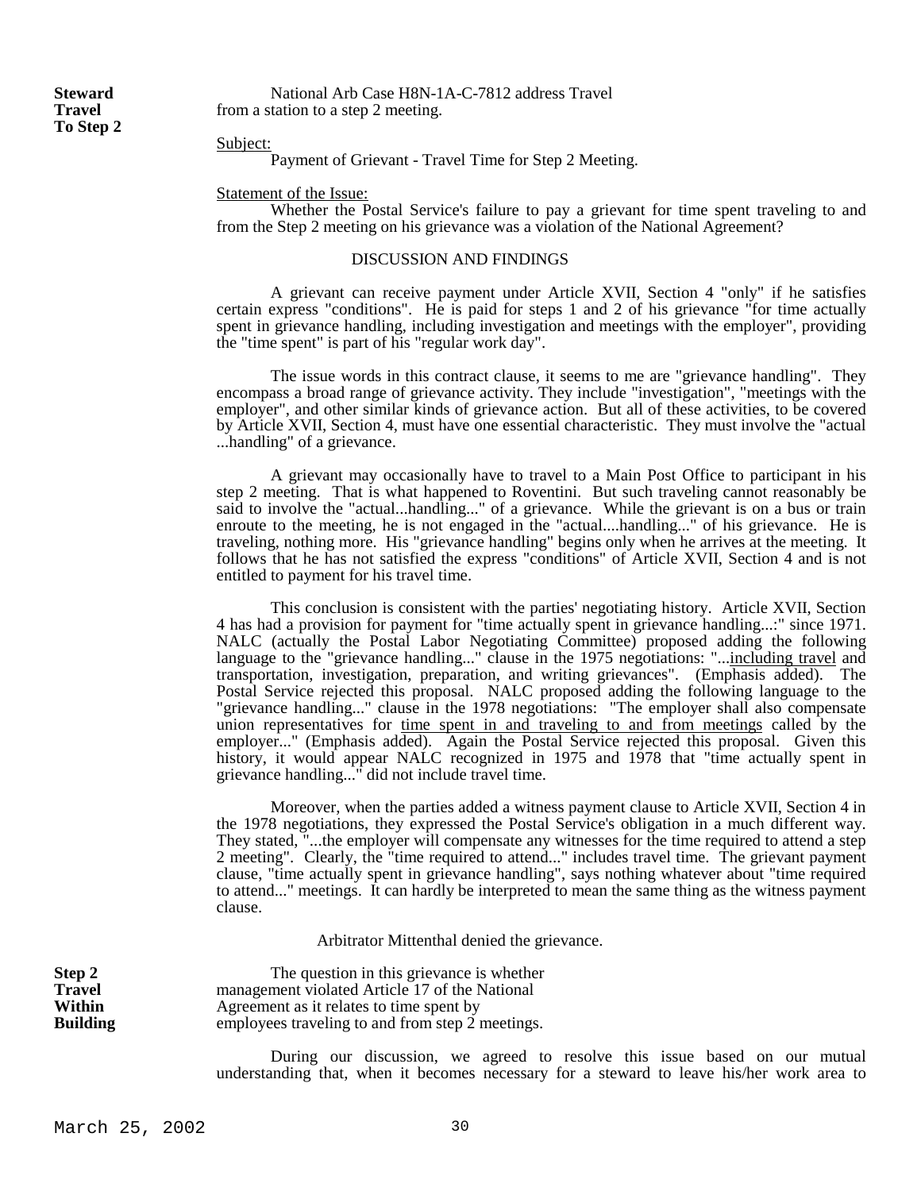**Steward Travel To Step 2**

National Arb Case H8N-1A-C-7812 address Travel from a station to a step 2 meeting.

<u>Subject:</u>

Payment of Grievant - Travel Time for Step 2 Meeting.

<u>Statement of the Issue:</u>

Whether the Postal Service's failure to pay a grievant for time spent traveling to and from the Step 2 meeting on his grievance was a violation of the National Agreement?

DISCUSSION AND FINDINGS

A grievant can receive payment under Article XVII, Section 4 "only" if he satisfies certain express "conditions". He is paid for steps 1 and 2 of his grievance "for time actually spent in grievance handling, including investigation and meetings with the employer", providing the "time spent" is part of his "regular work day".

The issue words in this contract clause, it seems to me are "grievance handling". They encompass a broad range of grievance activity. They include "investigation", "meetings with the employer", and other similar kinds of grievance action. But all of these activities, to be covered by Article XVII, Section 4, must have one essential characteristic. They must involve the "actual ...handling" of a grievance.

A grievant may occasionally have to travel to a Main Post Office to participant in his step 2 meeting. That is what happened to Roventini. But such traveling cannot reasonably be said to involve the "actual...handling..." of a grievance. While the grievant is on a bus or train enroute to the meeting, he is not engaged in the "actual....handling..." of his grievance. He is traveling, nothing more. His "grievance handling" begins only when he arrives at the meeting. It follows that he has not satisfied the express "conditions" of Article XVII, Section 4 and is not entitled to payment for his travel time.

This conclusion is consistent with the parties' negotiating history. Article XVII, Section 4 has had a provision for payment for "time actually spent in grievance handling...:" since 1971. NALC (actually the Postal Labor Negotiating Committee) proposed adding the following language to the "grievance handling..." clause in the 1975 negotiations: "...<u>including travel</u> and transportation, investigation, preparation, and writing grievances". (Emphasis added). The Postal Service rejected this proposal. NALC proposed adding the following language to the "grievance handling..." clause in the 1978 negotiations: "The employer shall also compensate union representatives for <u>time spent in and traveling to and from meetings</u> called by the employer..." (Emphasis added). Again the Postal Service rejected this proposal. Given this history, it would appear NALC recognized in 1975 and 1978 that "time actually spent in grievance handling..." did not include travel time.

Moreover, when the parties added a witness payment clause to Article XVII, Section 4 in the 1978 negotiations, they expressed the Postal Service's obligation in a much different way. They stated, "...the employer will compensate any witnesses for the time required to attend a step 2 meeting". Clearly, the "time required to attend..." includes travel time. The grievant payment clause, "time actually spent in grievance handling", says nothing whatever about "time required to attend..." meetings. It can hardly be interpreted to mean the same thing as the witness payment clause.

Arbitrator Mittenthal denied the grievance.

**Step 2 Travel Within Building**

The question in this grievance is whether management violated Article 17 of the National Agreement as it relates to time spent by employees traveling to and from step 2 meetings.

During our discussion, we agreed to resolve this issue based on our mutual understanding that, when it becomes necessary for a steward to leave his/her work area to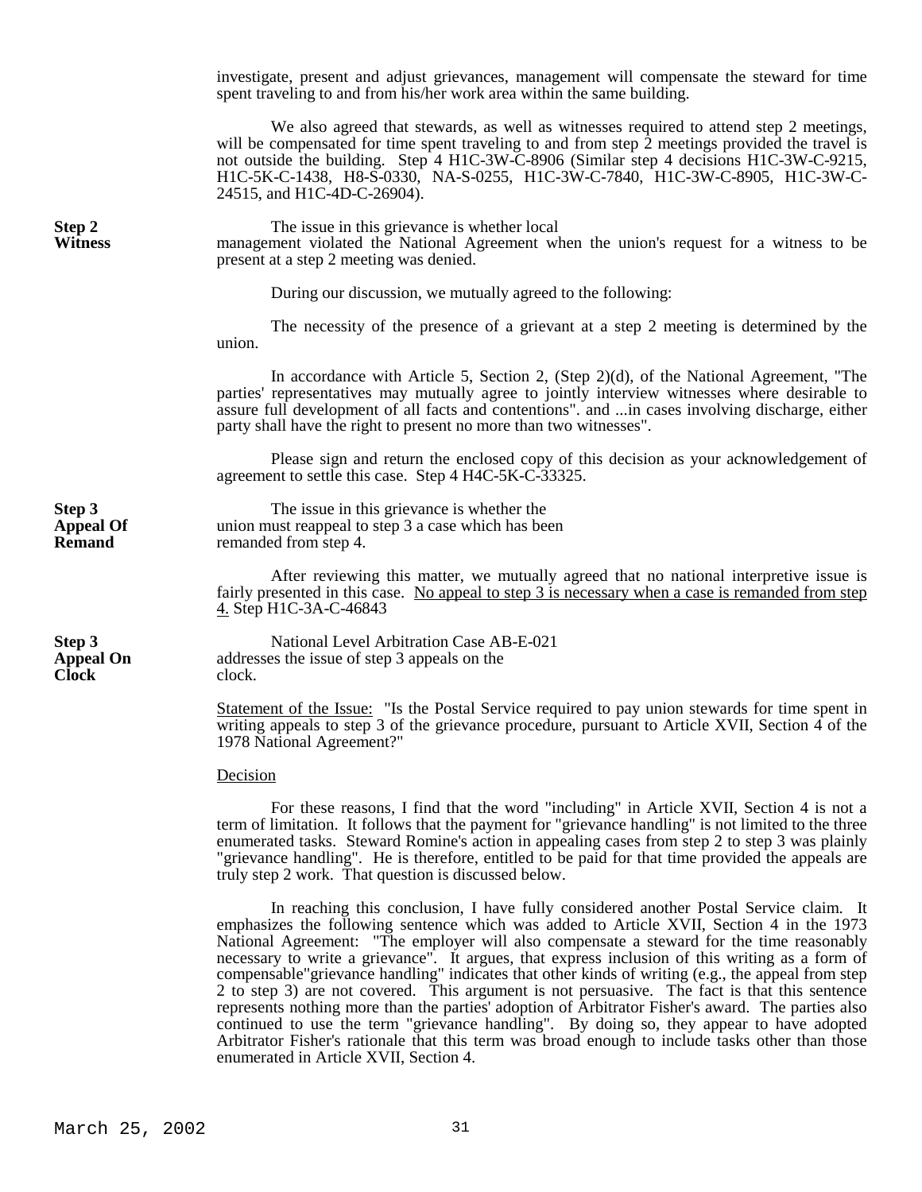investigate, present and adjust grievances, management will compensate the steward for time spent traveling to and from his/her work area within the same building.

We also agreed that stewards, as well as witnesses required to attend step 2 meetings, will be compensated for time spent traveling to and from step 2 meetings provided the travel is not outside the building. Step 4 H1C-3W-C-8906 (Similar step 4 decisions H1C-3W-C-9215, H1C-5K-C-1438, H8-S-0330, NA-S-0255, H1C-3W-C-7840, H1C-3W-C-8905, H1C-3W-C-24515, and H1C-4D-C-26904).

**Step 2 Witness**

The issue in this grievance is whether local management violated the National Agreement when the union's request for a witness to be present at a step 2 meeting was denied.

During our discussion, we mutually agreed to the following:

The necessity of the presence of a grievant at a step 2 meeting is determined by the union.

In accordance with Article 5, Section 2, (Step 2)(d), of the National Agreement, "The parties' representatives may mutually agree to jointly interview witnesses where desirable to assure full development of all facts and contentions". and ...in cases involving discharge, either party shall have the right to present no more than two witnesses".

Please sign and return the enclosed copy of this decision as your acknowledgement of agreement to settle this case. Step 4 H4C-5K-C-33325.

**Step 3 Appeal Of Remand**

The issue in this grievance is whether the union must reappeal to step 3 a case which has been remanded from step 4.

After reviewing this matter, we mutually agreed that no national interpretive issue is fairly presented in this case. <u>No appeal to step 3 is necessary when a case is remanded from step 4.</u> Step H1C-3A-C-46843

**Step 3 Appeal On Clock**

National Level Arbitration Case AB-E-021 addresses the issue of step 3 appeals on the clock.

<u>Statement of the Issue:</u> "Is the Postal Service required to pay union stewards for time spent in writing appeals to step 3 of the grievance procedure, pursuant to Article XVII, Section 4 of the 1978 National Agreement?"

<u>Decision</u>

For these reasons, I find that the word "including" in Article XVII, Section 4 is not a term of limitation. It follows that the payment for "grievance handling" is not limited to the three enumerated tasks. Steward Romine's action in appealing cases from step 2 to step 3 was plainly "grievance handling". He is therefore, entitled to be paid for that time provided the appeals are truly step 2 work. That question is discussed below.

In reaching this conclusion, I have fully considered another Postal Service claim. It emphasizes the following sentence which was added to Article XVII, Section 4 in the 1973 National Agreement: "The employer will also compensate a steward for the time reasonably necessary to write a grievance". It argues, that express inclusion of this writing as a form of compensable"grievance handling" indicates that other kinds of writing (e.g., the appeal from step 2 to step 3) are not covered. This argument is not persuasive. The fact is that this sentence represents nothing more than the parties' adoption of Arbitrator Fisher's award. The parties also continued to use the term "grievance handling". By doing so, they appear to have adopted Arbitrator Fisher's rationale that this term was broad enough to include tasks other than those enumerated in Article XVII, Section 4.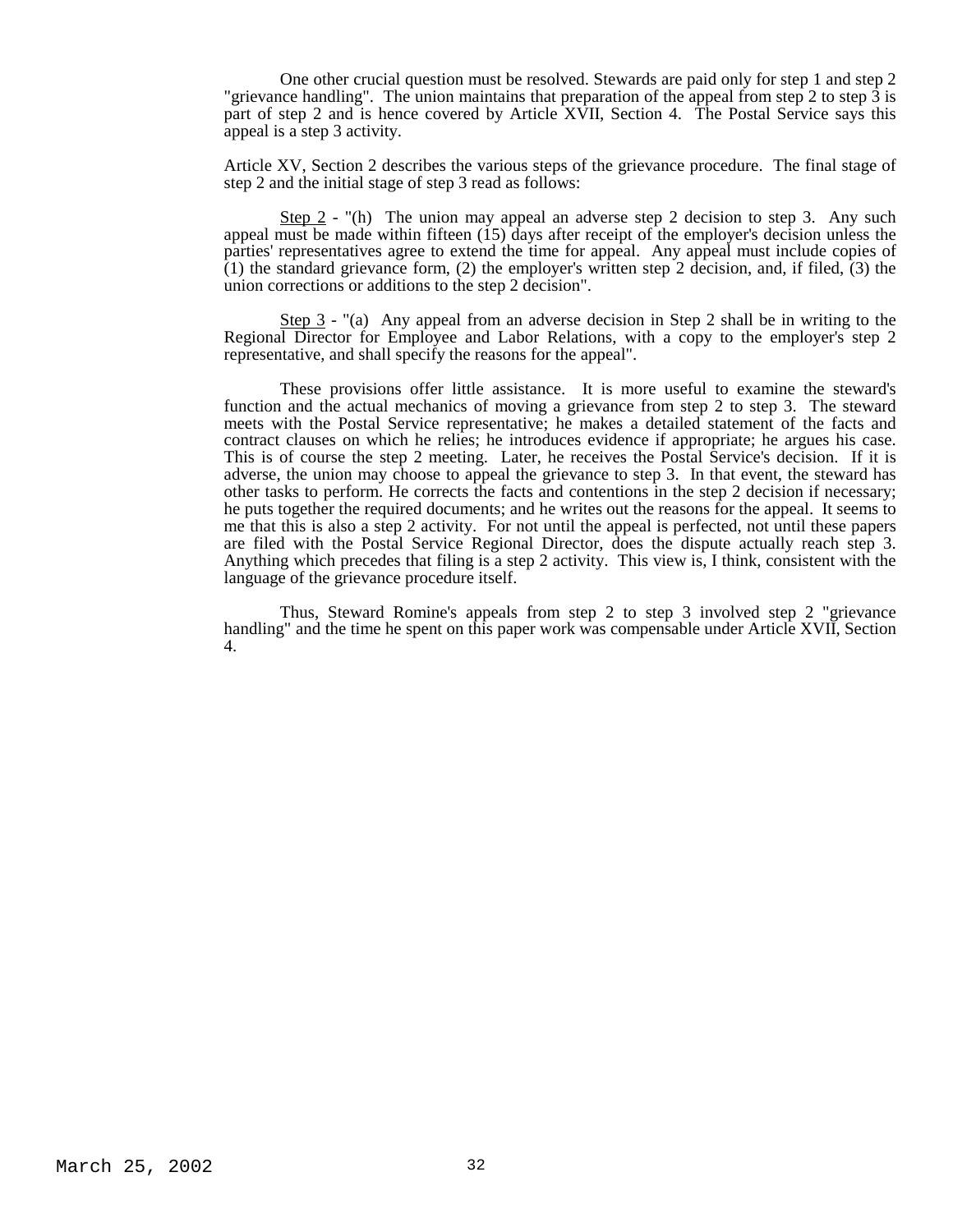One other crucial question must be resolved. Stewards are paid only for step 1 and step 2 "grievance handling". The union maintains that preparation of the appeal from step 2 to step 3 is part of step 2 and is hence covered by Article XVII, Section 4. The Postal Service says this appeal is a step 3 activity.

Article XV, Section 2 describes the various steps of the grievance procedure. The final stage of step 2 and the initial stage of step 3 read as follows:

Step 2 - "(h) The union may appeal an adverse step 2 decision to step 3. Any such appeal must be made within fifteen (15) days after receipt of the employer's decision unless the parties' representatives agree to extend the time for appeal. Any appeal must include copies of (1) the standard grievance form, (2) the employer's written step 2 decision, and, if filed, (3) the union corrections or additions to the step 2 decision".

Step 3 - "(a) Any appeal from an adverse decision in Step 2 shall be in writing to the Regional Director for Employee and Labor Relations, with a copy to the employer's step 2 representative, and shall specify the reasons for the appeal".

These provisions offer little assistance. It is more useful to examine the steward's function and the actual mechanics of moving a grievance from step 2 to step 3. The steward meets with the Postal Service representative; he makes a detailed statement of the facts and contract clauses on which he relies; he introduces evidence if appropriate; he argues his case. This is of course the step 2 meeting. Later, he receives the Postal Service's decision. If it is adverse, the union may choose to appeal the grievance to step 3. In that event, the steward has other tasks to perform. He corrects the facts and contentions in the step 2 decision if necessary; he puts together the required documents; and he writes out the reasons for the appeal. It seems to me that this is also a step 2 activity. For not until the appeal is perfected, not until these papers are filed with the Postal Service Regional Director, does the dispute actually reach step 3. Anything which precedes that filing is a step 2 activity. This view is, I think, consistent with the language of the grievance procedure itself.

Thus, Steward Romine's appeals from step 2 to step 3 involved step 2 "grievance handling" and the time he spent on this paper work was compensable under Article XVII, Section 4.

March 25, 2002